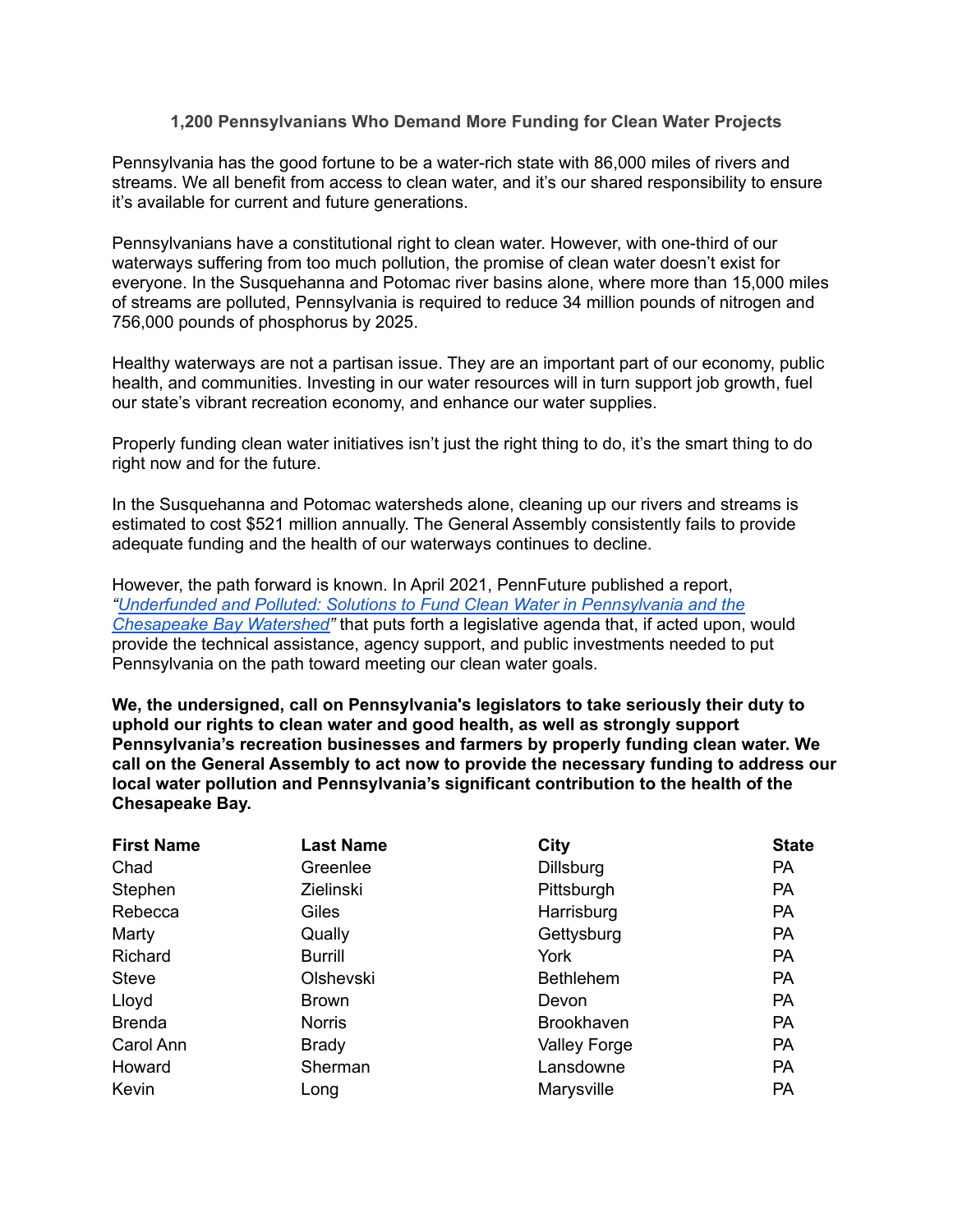**1,200 Pennsylvanians Who Demand More Funding for Clean Water Projects**

Pennsylvania has the good fortune to be a water-rich state with 86,000 miles of rivers and streams. We all benefit from access to clean water, and it's our shared responsibility to ensure it's available for current and future generations.

Pennsylvanians have a constitutional right to clean water. However, with one-third of our waterways suffering from too much pollution, the promise of clean water doesn't exist for everyone. In the Susquehanna and Potomac river basins alone, where more than 15,000 miles of streams are polluted, Pennsylvania is required to reduce 34 million pounds of nitrogen and 756,000 pounds of phosphorus by 2025.

Healthy waterways are not a partisan issue. They are an important part of our economy, public health, and communities. Investing in our water resources will in turn support job growth, fuel our state's vibrant recreation economy, and enhance our water supplies.

Properly funding clean water initiatives isn't just the right thing to do, it's the smart thing to do right now and for the future.

In the Susquehanna and Potomac watersheds alone, cleaning up our rivers and streams is estimated to cost $521 million annually. The General Assembly consistently fails to provide adequate funding and the health of our waterways continues to decline.

However, the path forward is known. In April 2021, PennFuture published a report, *"Underfunded and Polluted: Solutions to Fund Clean Water in Pennsylvania and the Chesapeake Bay Watershed"* that puts forth a legislative agenda that, if acted upon, would provide the technical assistance, agency support, and public investments needed to put Pennsylvania on the path toward meeting our clean water goals.

**We, the undersigned, call on Pennsylvania's legislators to take seriously their duty to uphold our rights to clean water and good health, as well as strongly support Pennsylvania's recreation businesses and farmers by properly funding clean water. We call on the General Assembly to act now to provide the necessary funding to address our local water pollution and Pennsylvania's significant contribution to the health of the Chesapeake Bay.**

| First Name | Last Name | City | State |
|---|---|---|---|
| Chad | Greenlee | Dillsburg | PA |
| Stephen | Zielinski | Pittsburgh | PA |
| Rebecca | Giles | Harrisburg | PA |
| Marty | Qually | Gettysburg | PA |
| Richard | Burrill | York | PA |
| Steve | Olshevski | Bethlehem | PA |
| Lloyd | Brown | Devon | PA |
| Brenda | Norris | Brookhaven | PA |
| Carol Ann | Brady | Valley Forge | PA |
| Howard | Sherman | Lansdowne | PA |
| Kevin | Long | Marysville | PA |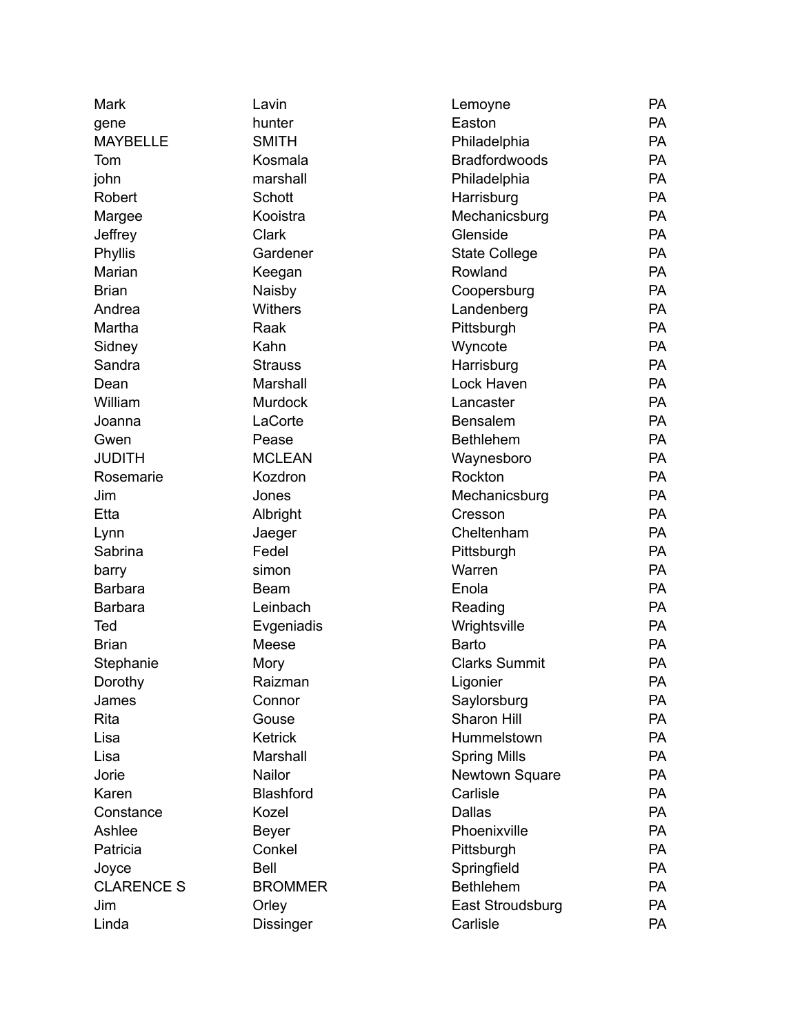| | | | |
|---|---|---|---|
| Mark | Lavin | Lemoyne | PA |
| gene | hunter | Easton | PA |
| MAYBELLE | SMITH | Philadelphia | PA |
| Tom | Kosmala | Bradfordwoods | PA |
| john | marshall | Philadelphia | PA |
| Robert | Schott | Harrisburg | PA |
| Margee | Kooistra | Mechanicsburg | PA |
| Jeffrey | Clark | Glenside | PA |
| Phyllis | Gardener | State College | PA |
| Marian | Keegan | Rowland | PA |
| Brian | Naisby | Coopersburg | PA |
| Andrea | Withers | Landenberg | PA |
| Martha | Raak | Pittsburgh | PA |
| Sidney | Kahn | Wyncote | PA |
| Sandra | Strauss | Harrisburg | PA |
| Dean | Marshall | Lock Haven | PA |
| William | Murdock | Lancaster | PA |
| Joanna | LaCorte | Bensalem | PA |
| Gwen | Pease | Bethlehem | PA |
| JUDITH | MCLEAN | Waynesboro | PA |
| Rosemarie | Kozdron | Rockton | PA |
| Jim | Jones | Mechanicsburg | PA |
| Etta | Albright | Cresson | PA |
| Lynn | Jaeger | Cheltenham | PA |
| Sabrina | Fedel | Pittsburgh | PA |
| barry | simon | Warren | PA |
| Barbara | Beam | Enola | PA |
| Barbara | Leinbach | Reading | PA |
| Ted | Evgeniadis | Wrightsville | PA |
| Brian | Meese | Barto | PA |
| Stephanie | Mory | Clarks Summit | PA |
| Dorothy | Raizman | Ligonier | PA |
| James | Connor | Saylorsburg | PA |
| Rita | Gouse | Sharon Hill | PA |
| Lisa | Ketrick | Hummelstown | PA |
| Lisa | Marshall | Spring Mills | PA |
| Jorie | Nailor | Newtown Square | PA |
| Karen | Blashford | Carlisle | PA |
| Constance | Kozel | Dallas | PA |
| Ashlee | Beyer | Phoenixville | PA |
| Patricia | Conkel | Pittsburgh | PA |
| Joyce | Bell | Springfield | PA |
| CLARENCE S | BROMMER | Bethlehem | PA |
| Jim | Orley | East Stroudsburg | PA |
| Linda | Dissinger | Carlisle | PA |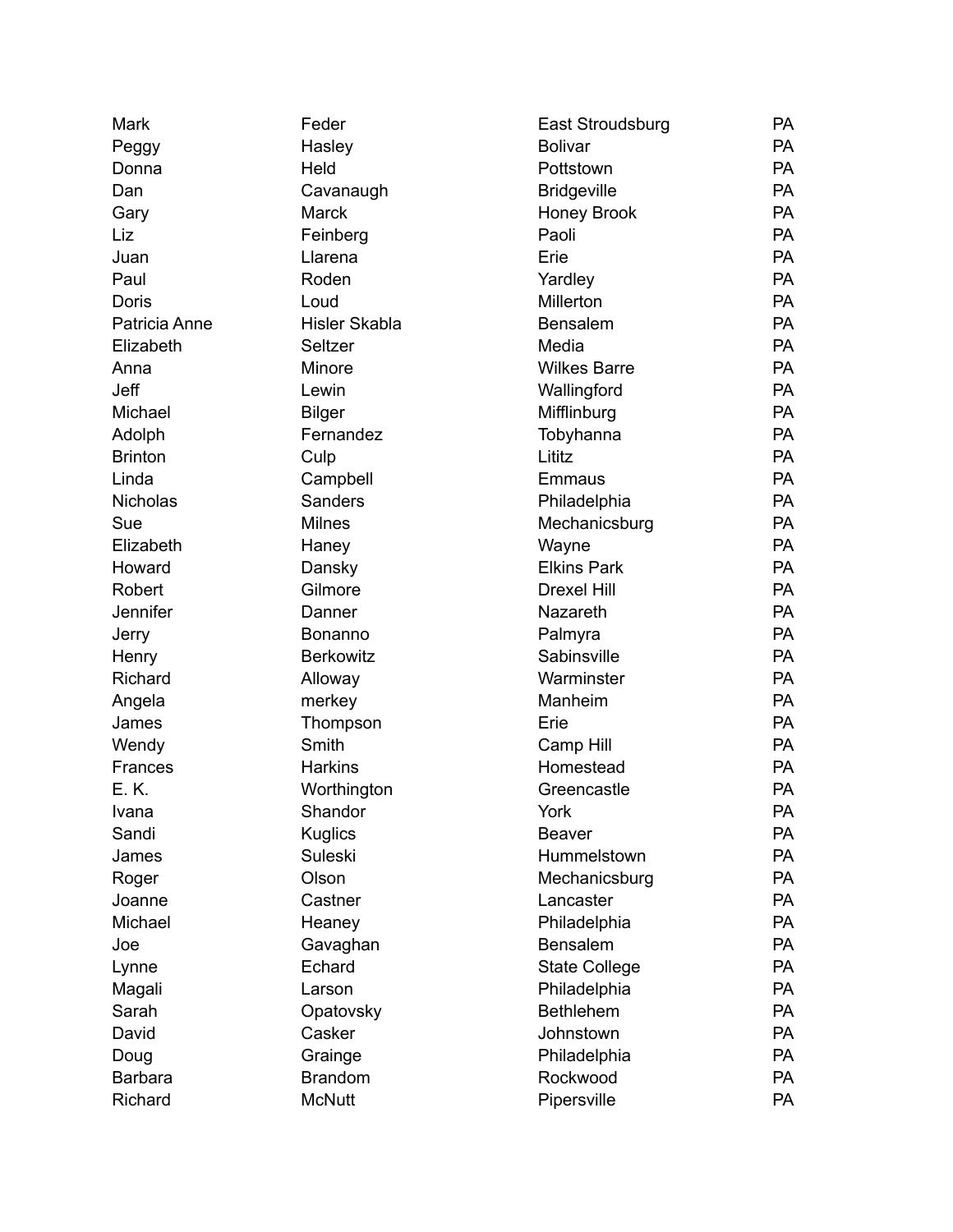| | | | |
|---|---|---|---|
| Mark | Feder | East Stroudsburg | PA |
| Peggy | Hasley | Bolivar | PA |
| Donna | Held | Pottstown | PA |
| Dan | Cavanaugh | Bridgeville | PA |
| Gary | Marck | Honey Brook | PA |
| Liz | Feinberg | Paoli | PA |
| Juan | Llarena | Erie | PA |
| Paul | Roden | Yardley | PA |
| Doris | Loud | Millerton | PA |
| Patricia Anne | Hisler Skabla | Bensalem | PA |
| Elizabeth | Seltzer | Media | PA |
| Anna | Minore | Wilkes Barre | PA |
| Jeff | Lewin | Wallingford | PA |
| Michael | Bilger | Mifflinburg | PA |
| Adolph | Fernandez | Tobyhanna | PA |
| Brinton | Culp | Lititz | PA |
| Linda | Campbell | Emmaus | PA |
| Nicholas | Sanders | Philadelphia | PA |
| Sue | Milnes | Mechanicsburg | PA |
| Elizabeth | Haney | Wayne | PA |
| Howard | Dansky | Elkins Park | PA |
| Robert | Gilmore | Drexel Hill | PA |
| Jennifer | Danner | Nazareth | PA |
| Jerry | Bonanno | Palmyra | PA |
| Henry | Berkowitz | Sabinsville | PA |
| Richard | Alloway | Warminster | PA |
| Angela | merkey | Manheim | PA |
| James | Thompson | Erie | PA |
| Wendy | Smith | Camp Hill | PA |
| Frances | Harkins | Homestead | PA |
| E. K. | Worthington | Greencastle | PA |
| Ivana | Shandor | York | PA |
| Sandi | Kuglics | Beaver | PA |
| James | Suleski | Hummelstown | PA |
| Roger | Olson | Mechanicsburg | PA |
| Joanne | Castner | Lancaster | PA |
| Michael | Heaney | Philadelphia | PA |
| Joe | Gavaghan | Bensalem | PA |
| Lynne | Echard | State College | PA |
| Magali | Larson | Philadelphia | PA |
| Sarah | Opatovsky | Bethlehem | PA |
| David | Casker | Johnstown | PA |
| Doug | Grainge | Philadelphia | PA |
| Barbara | Brandom | Rockwood | PA |
| Richard | McNutt | Pipersville | PA |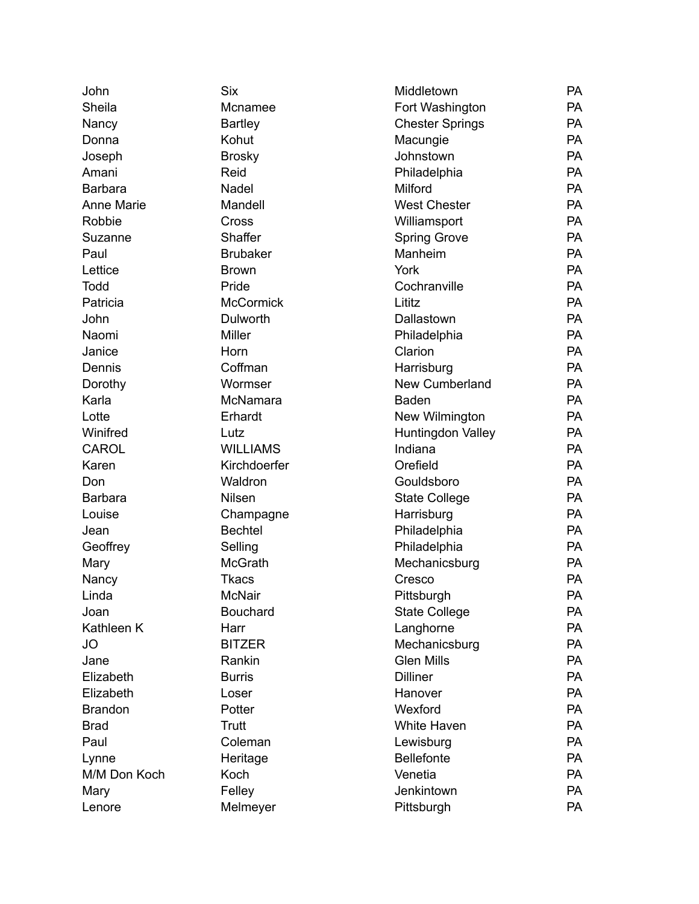| | | | |
|---|---|---|---|
| John | Six | Middletown | PA |
| Sheila | Mcnamee | Fort Washington | PA |
| Nancy | Bartley | Chester Springs | PA |
| Donna | Kohut | Macungie | PA |
| Joseph | Brosky | Johnstown | PA |
| Amani | Reid | Philadelphia | PA |
| Barbara | Nadel | Milford | PA |
| Anne Marie | Mandell | West Chester | PA |
| Robbie | Cross | Williamsport | PA |
| Suzanne | Shaffer | Spring Grove | PA |
| Paul | Brubaker | Manheim | PA |
| Lettice | Brown | York | PA |
| Todd | Pride | Cochranville | PA |
| Patricia | McCormick | Lititz | PA |
| John | Dulworth | Dallastown | PA |
| Naomi | Miller | Philadelphia | PA |
| Janice | Horn | Clarion | PA |
| Dennis | Coffman | Harrisburg | PA |
| Dorothy | Wormser | New Cumberland | PA |
| Karla | McNamara | Baden | PA |
| Lotte | Erhardt | New Wilmington | PA |
| Winifred | Lutz | Huntingdon Valley | PA |
| CAROL | WILLIAMS | Indiana | PA |
| Karen | Kirchdoerfer | Orefield | PA |
| Don | Waldron | Gouldsboro | PA |
| Barbara | Nilsen | State College | PA |
| Louise | Champagne | Harrisburg | PA |
| Jean | Bechtel | Philadelphia | PA |
| Geoffrey | Selling | Philadelphia | PA |
| Mary | McGrath | Mechanicsburg | PA |
| Nancy | Tkacs | Cresco | PA |
| Linda | McNair | Pittsburgh | PA |
| Joan | Bouchard | State College | PA |
| Kathleen K | Harr | Langhorne | PA |
| JO | BITZER | Mechanicsburg | PA |
| Jane | Rankin | Glen Mills | PA |
| Elizabeth | Burris | Dilliner | PA |
| Elizabeth | Loser | Hanover | PA |
| Brandon | Potter | Wexford | PA |
| Brad | Trutt | White Haven | PA |
| Paul | Coleman | Lewisburg | PA |
| Lynne | Heritage | Bellefonte | PA |
| M/M Don Koch | Koch | Venetia | PA |
| Mary | Felley | Jenkintown | PA |
| Lenore | Melmeyer | Pittsburgh | PA |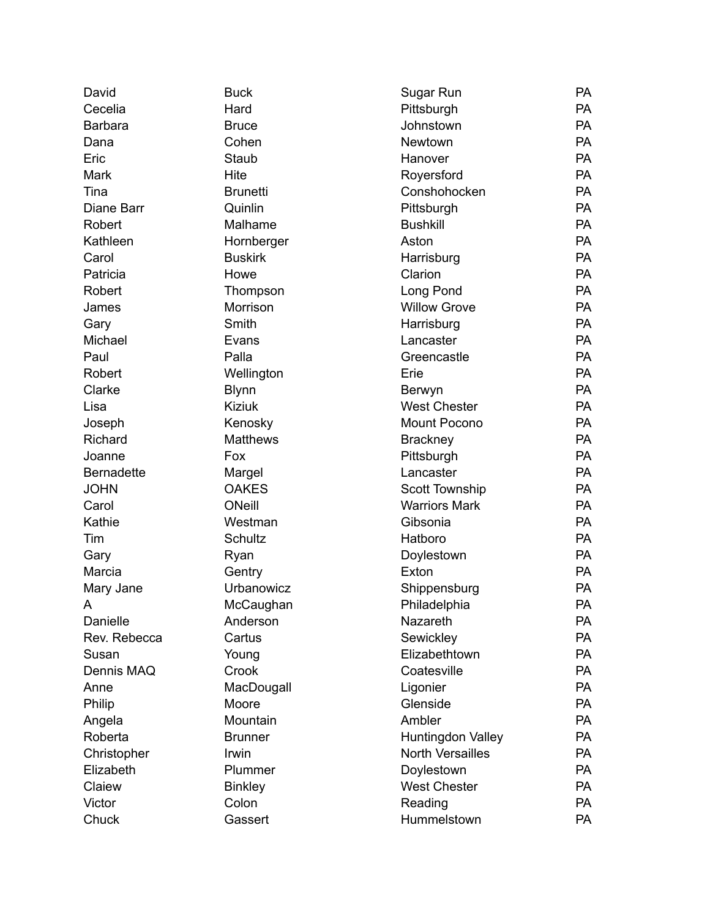| | | | |
|---|---|---|---|
| David | Buck | Sugar Run | PA |
| Cecelia | Hard | Pittsburgh | PA |
| Barbara | Bruce | Johnstown | PA |
| Dana | Cohen | Newtown | PA |
| Eric | Staub | Hanover | PA |
| Mark | Hite | Royersford | PA |
| Tina | Brunetti | Conshohocken | PA |
| Diane Barr | Quinlin | Pittsburgh | PA |
| Robert | Malhame | Bushkill | PA |
| Kathleen | Hornberger | Aston | PA |
| Carol | Buskirk | Harrisburg | PA |
| Patricia | Howe | Clarion | PA |
| Robert | Thompson | Long Pond | PA |
| James | Morrison | Willow Grove | PA |
| Gary | Smith | Harrisburg | PA |
| Michael | Evans | Lancaster | PA |
| Paul | Palla | Greencastle | PA |
| Robert | Wellington | Erie | PA |
| Clarke | Blynn | Berwyn | PA |
| Lisa | Kiziuk | West Chester | PA |
| Joseph | Kenosky | Mount Pocono | PA |
| Richard | Matthews | Brackney | PA |
| Joanne | Fox | Pittsburgh | PA |
| Bernadette | Margel | Lancaster | PA |
| JOHN | OAKES | Scott Township | PA |
| Carol | ONeill | Warriors Mark | PA |
| Kathie | Westman | Gibsonia | PA |
| Tim | Schultz | Hatboro | PA |
| Gary | Ryan | Doylestown | PA |
| Marcia | Gentry | Exton | PA |
| Mary Jane | Urbanowicz | Shippensburg | PA |
| A | McCaughan | Philadelphia | PA |
| Danielle | Anderson | Nazareth | PA |
| Rev. Rebecca | Cartus | Sewickley | PA |
| Susan | Young | Elizabethtown | PA |
| Dennis MAQ | Crook | Coatesville | PA |
| Anne | MacDougall | Ligonier | PA |
| Philip | Moore | Glenside | PA |
| Angela | Mountain | Ambler | PA |
| Roberta | Brunner | Huntingdon Valley | PA |
| Christopher | Irwin | North Versailles | PA |
| Elizabeth | Plummer | Doylestown | PA |
| Claiew | Binkley | West Chester | PA |
| Victor | Colon | Reading | PA |
| Chuck | Gassert | Hummelstown | PA |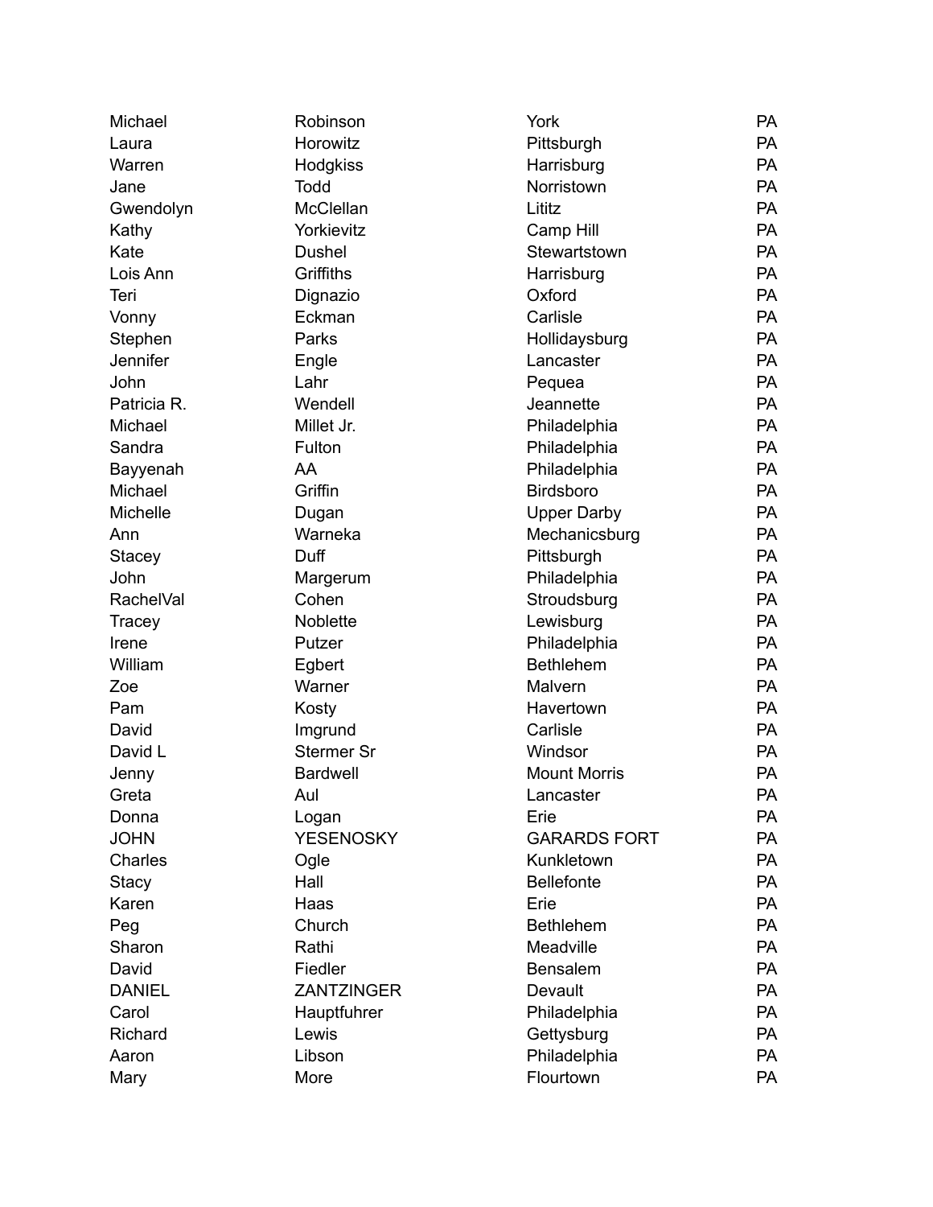| | | | |
|---|---|---|---|
| Michael | Robinson | York | PA |
| Laura | Horowitz | Pittsburgh | PA |
| Warren | Hodgkiss | Harrisburg | PA |
| Jane | Todd | Norristown | PA |
| Gwendolyn | McClellan | Lititz | PA |
| Kathy | Yorkievitz | Camp Hill | PA |
| Kate | Dushel | Stewartstown | PA |
| Lois Ann | Griffiths | Harrisburg | PA |
| Teri | Dignazio | Oxford | PA |
| Vonny | Eckman | Carlisle | PA |
| Stephen | Parks | Hollidaysburg | PA |
| Jennifer | Engle | Lancaster | PA |
| John | Lahr | Pequea | PA |
| Patricia R. | Wendell | Jeannette | PA |
| Michael | Millet Jr. | Philadelphia | PA |
| Sandra | Fulton | Philadelphia | PA |
| Bayyenah | AA | Philadelphia | PA |
| Michael | Griffin | Birdsboro | PA |
| Michelle | Dugan | Upper Darby | PA |
| Ann | Warneka | Mechanicsburg | PA |
| Stacey | Duff | Pittsburgh | PA |
| John | Margerum | Philadelphia | PA |
| RachelVal | Cohen | Stroudsburg | PA |
| Tracey | Noblette | Lewisburg | PA |
| Irene | Putzer | Philadelphia | PA |
| William | Egbert | Bethlehem | PA |
| Zoe | Warner | Malvern | PA |
| Pam | Kosty | Havertown | PA |
| David | Imgrund | Carlisle | PA |
| David L | Stermer Sr | Windsor | PA |
| Jenny | Bardwell | Mount Morris | PA |
| Greta | Aul | Lancaster | PA |
| Donna | Logan | Erie | PA |
| JOHN | YESENOSKY | GARARDS FORT | PA |
| Charles | Ogle | Kunkletown | PA |
| Stacy | Hall | Bellefonte | PA |
| Karen | Haas | Erie | PA |
| Peg | Church | Bethlehem | PA |
| Sharon | Rathi | Meadville | PA |
| David | Fiedler | Bensalem | PA |
| DANIEL | ZANTZINGER | Devault | PA |
| Carol | Hauptfuhrer | Philadelphia | PA |
| Richard | Lewis | Gettysburg | PA |
| Aaron | Libson | Philadelphia | PA |
| Mary | More | Flourtown | PA |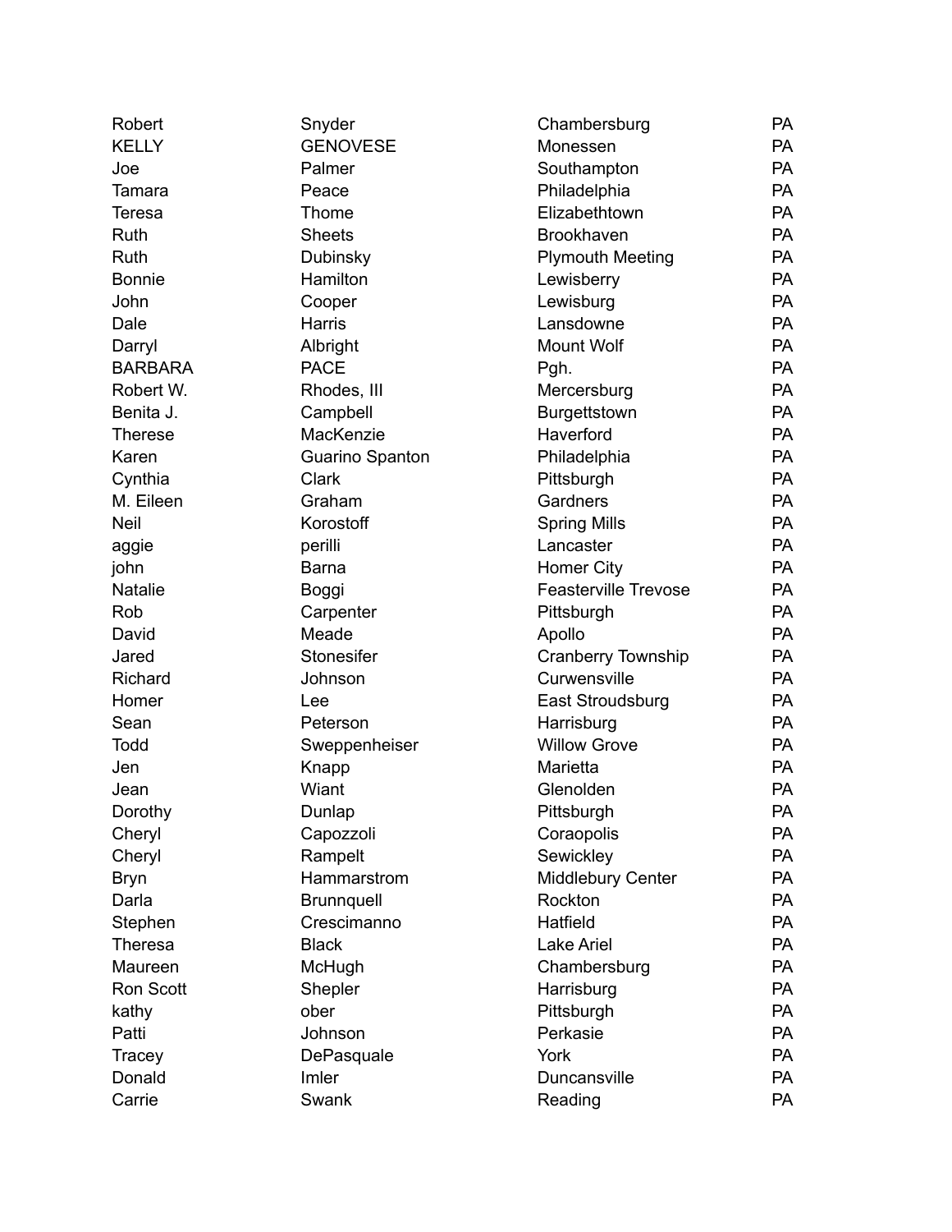| | | | |
|---|---|---|---|
| Robert | Snyder | Chambersburg | PA |
| KELLY | GENOVESE | Monessen | PA |
| Joe | Palmer | Southampton | PA |
| Tamara | Peace | Philadelphia | PA |
| Teresa | Thome | Elizabethtown | PA |
| Ruth | Sheets | Brookhaven | PA |
| Ruth | Dubinsky | Plymouth Meeting | PA |
| Bonnie | Hamilton | Lewisberry | PA |
| John | Cooper | Lewisburg | PA |
| Dale | Harris | Lansdowne | PA |
| Darryl | Albright | Mount Wolf | PA |
| BARBARA | PACE | Pgh. | PA |
| Robert W. | Rhodes, III | Mercersburg | PA |
| Benita J. | Campbell | Burgettstown | PA |
| Therese | MacKenzie | Haverford | PA |
| Karen | Guarino Spanton | Philadelphia | PA |
| Cynthia | Clark | Pittsburgh | PA |
| M. Eileen | Graham | Gardners | PA |
| Neil | Korostoff | Spring Mills | PA |
| aggie | perilli | Lancaster | PA |
| john | Barna | Homer City | PA |
| Natalie | Boggi | Feasterville Trevose | PA |
| Rob | Carpenter | Pittsburgh | PA |
| David | Meade | Apollo | PA |
| Jared | Stonesifer | Cranberry Township | PA |
| Richard | Johnson | Curwensville | PA |
| Homer | Lee | East Stroudsburg | PA |
| Sean | Peterson | Harrisburg | PA |
| Todd | Sweppenheiser | Willow Grove | PA |
| Jen | Knapp | Marietta | PA |
| Jean | Wiant | Glenolden | PA |
| Dorothy | Dunlap | Pittsburgh | PA |
| Cheryl | Capozzoli | Coraopolis | PA |
| Cheryl | Rampelt | Sewickley | PA |
| Bryn | Hammarstrom | Middlebury Center | PA |
| Darla | Brunnquell | Rockton | PA |
| Stephen | Crescimanno | Hatfield | PA |
| Theresa | Black | Lake Ariel | PA |
| Maureen | McHugh | Chambersburg | PA |
| Ron Scott | Shepler | Harrisburg | PA |
| kathy | ober | Pittsburgh | PA |
| Patti | Johnson | Perkasie | PA |
| Tracey | DePasquale | York | PA |
| Donald | Imler | Duncansville | PA |
| Carrie | Swank | Reading | PA |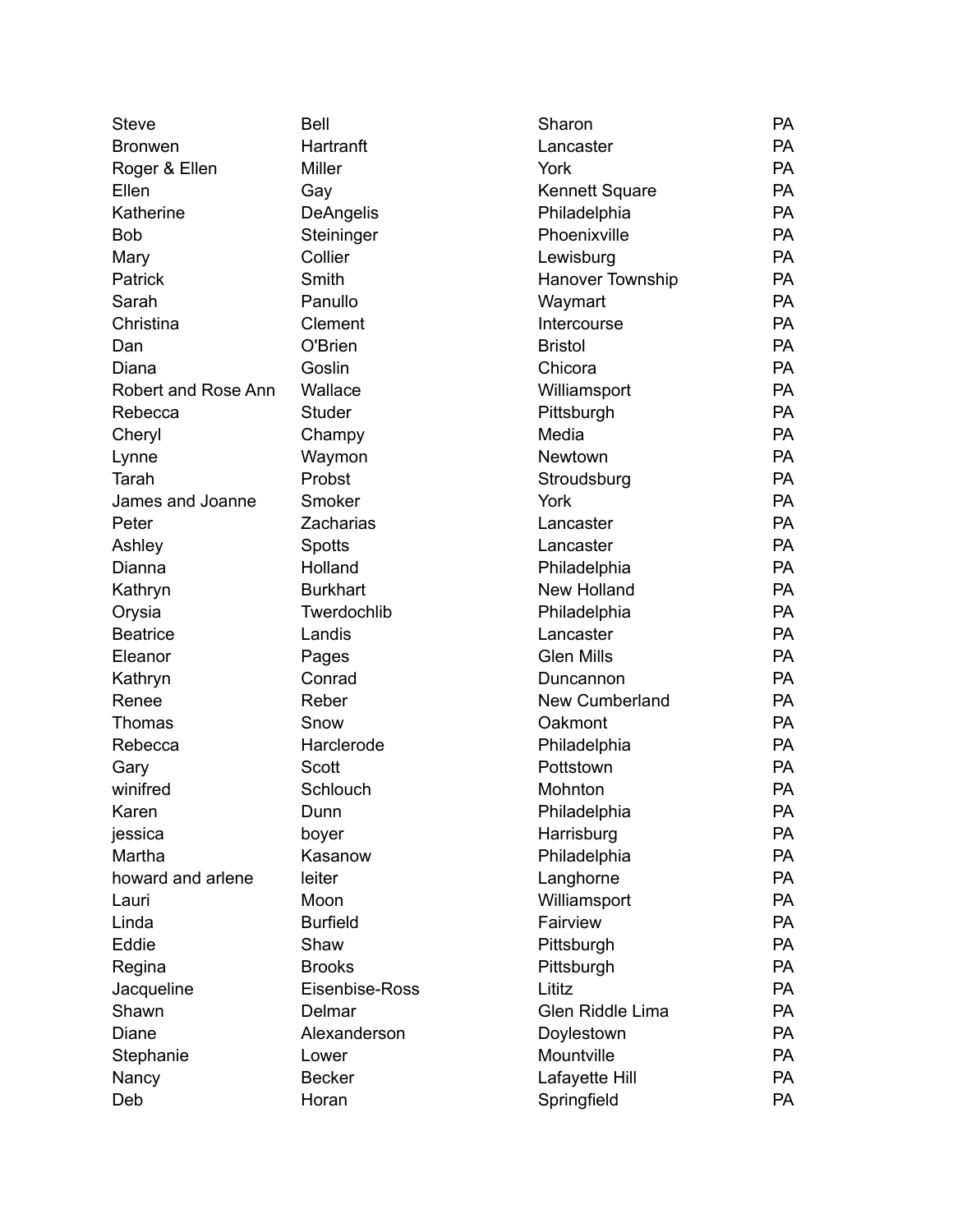| | | | |
|---|---|---|---|
| Steve | Bell | Sharon | PA |
| Bronwen | Hartranft | Lancaster | PA |
| Roger & Ellen | Miller | York | PA |
| Ellen | Gay | Kennett Square | PA |
| Katherine | DeAngelis | Philadelphia | PA |
| Bob | Steininger | Phoenixville | PA |
| Mary | Collier | Lewisburg | PA |
| Patrick | Smith | Hanover Township | PA |
| Sarah | Panullo | Waymart | PA |
| Christina | Clement | Intercourse | PA |
| Dan | O'Brien | Bristol | PA |
| Diana | Goslin | Chicora | PA |
| Robert and Rose Ann | Wallace | Williamsport | PA |
| Rebecca | Studer | Pittsburgh | PA |
| Cheryl | Champy | Media | PA |
| Lynne | Waymon | Newtown | PA |
| Tarah | Probst | Stroudsburg | PA |
| James and Joanne | Smoker | York | PA |
| Peter | Zacharias | Lancaster | PA |
| Ashley | Spotts | Lancaster | PA |
| Dianna | Holland | Philadelphia | PA |
| Kathryn | Burkhart | New Holland | PA |
| Orysia | Twerdochlib | Philadelphia | PA |
| Beatrice | Landis | Lancaster | PA |
| Eleanor | Pages | Glen Mills | PA |
| Kathryn | Conrad | Duncannon | PA |
| Renee | Reber | New Cumberland | PA |
| Thomas | Snow | Oakmont | PA |
| Rebecca | Harclerode | Philadelphia | PA |
| Gary | Scott | Pottstown | PA |
| winifred | Schlouch | Mohnton | PA |
| Karen | Dunn | Philadelphia | PA |
| jessica | boyer | Harrisburg | PA |
| Martha | Kasanow | Philadelphia | PA |
| howard and arlene | leiter | Langhorne | PA |
| Lauri | Moon | Williamsport | PA |
| Linda | Burfield | Fairview | PA |
| Eddie | Shaw | Pittsburgh | PA |
| Regina | Brooks | Pittsburgh | PA |
| Jacqueline | Eisenbise-Ross | Lititz | PA |
| Shawn | Delmar | Glen Riddle Lima | PA |
| Diane | Alexanderson | Doylestown | PA |
| Stephanie | Lower | Mountville | PA |
| Nancy | Becker | Lafayette Hill | PA |
| Deb | Horan | Springfield | PA |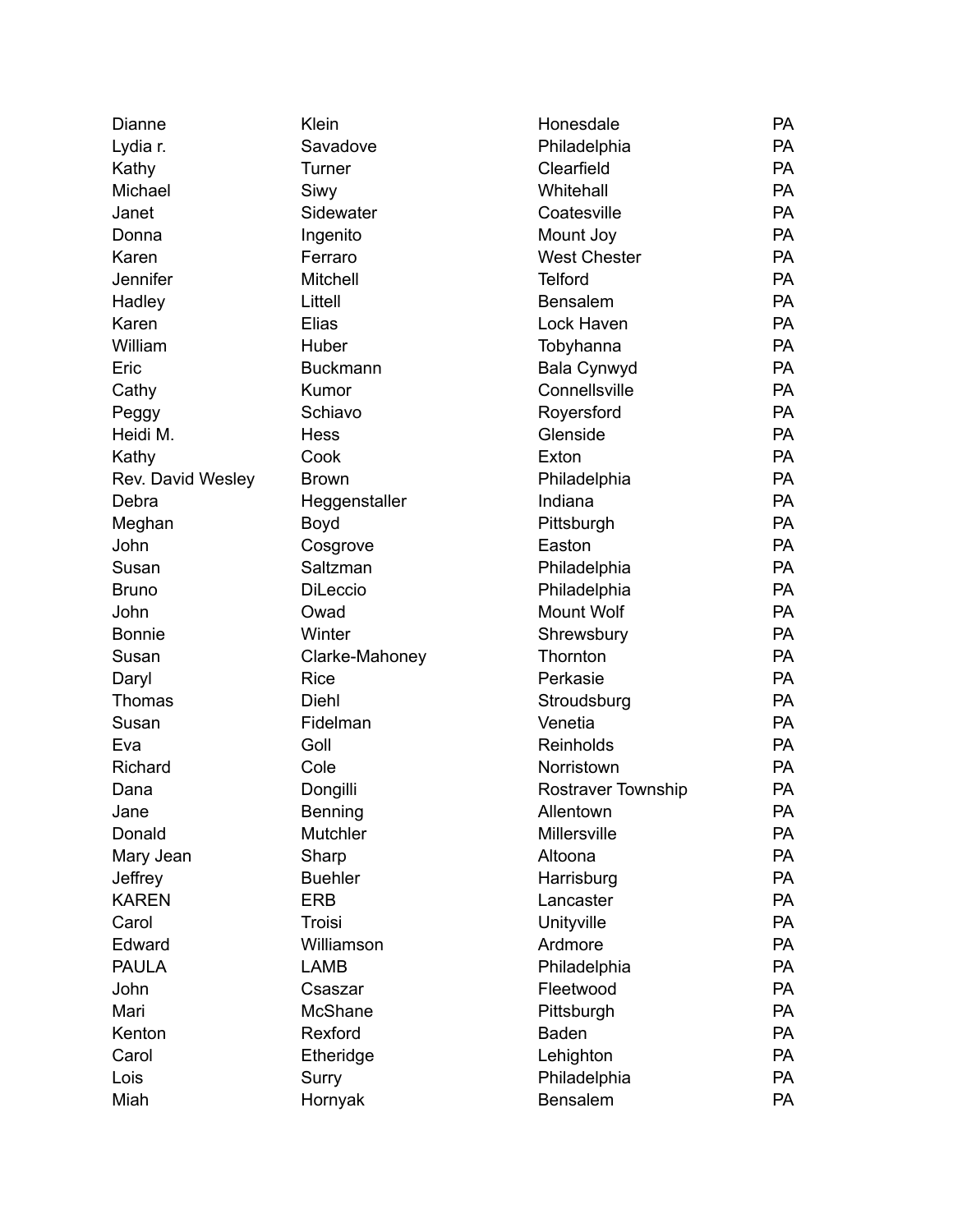| | | | |
|---|---|---|---|
| Dianne | Klein | Honesdale | PA |
| Lydia r. | Savadove | Philadelphia | PA |
| Kathy | Turner | Clearfield | PA |
| Michael | Siwy | Whitehall | PA |
| Janet | Sidewater | Coatesville | PA |
| Donna | Ingenito | Mount Joy | PA |
| Karen | Ferraro | West Chester | PA |
| Jennifer | Mitchell | Telford | PA |
| Hadley | Littell | Bensalem | PA |
| Karen | Elias | Lock Haven | PA |
| William | Huber | Tobyhanna | PA |
| Eric | Buckmann | Bala Cynwyd | PA |
| Cathy | Kumor | Connellsville | PA |
| Peggy | Schiavo | Royersford | PA |
| Heidi M. | Hess | Glenside | PA |
| Kathy | Cook | Exton | PA |
| Rev. David Wesley | Brown | Philadelphia | PA |
| Debra | Heggenstaller | Indiana | PA |
| Meghan | Boyd | Pittsburgh | PA |
| John | Cosgrove | Easton | PA |
| Susan | Saltzman | Philadelphia | PA |
| Bruno | DiLeccio | Philadelphia | PA |
| John | Owad | Mount Wolf | PA |
| Bonnie | Winter | Shrewsbury | PA |
| Susan | Clarke-Mahoney | Thornton | PA |
| Daryl | Rice | Perkasie | PA |
| Thomas | Diehl | Stroudsburg | PA |
| Susan | Fidelman | Venetia | PA |
| Eva | Goll | Reinholds | PA |
| Richard | Cole | Norristown | PA |
| Dana | Dongilli | Rostraver Township | PA |
| Jane | Benning | Allentown | PA |
| Donald | Mutchler | Millersville | PA |
| Mary Jean | Sharp | Altoona | PA |
| Jeffrey | Buehler | Harrisburg | PA |
| KAREN | ERB | Lancaster | PA |
| Carol | Troisi | Unityville | PA |
| Edward | Williamson | Ardmore | PA |
| PAULA | LAMB | Philadelphia | PA |
| John | Csaszar | Fleetwood | PA |
| Mari | McShane | Pittsburgh | PA |
| Kenton | Rexford | Baden | PA |
| Carol | Etheridge | Lehighton | PA |
| Lois | Surry | Philadelphia | PA |
| Miah | Hornyak | Bensalem | PA |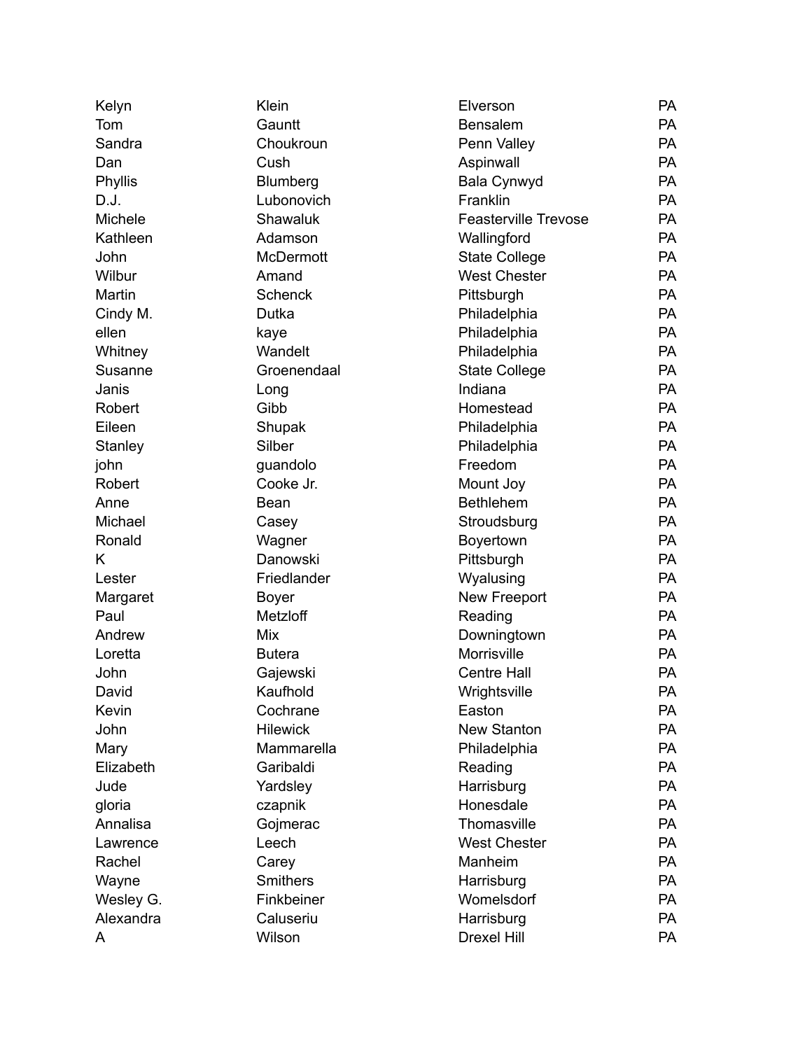| | | | |
|---|---|---|---|
| Kelyn | Klein | Elverson | PA |
| Tom | Gauntt | Bensalem | PA |
| Sandra | Choukroun | Penn Valley | PA |
| Dan | Cush | Aspinwall | PA |
| Phyllis | Blumberg | Bala Cynwyd | PA |
| D.J. | Lubonovich | Franklin | PA |
| Michele | Shawaluk | Feasterville Trevose | PA |
| Kathleen | Adamson | Wallingford | PA |
| John | McDermott | State College | PA |
| Wilbur | Amand | West Chester | PA |
| Martin | Schenck | Pittsburgh | PA |
| Cindy M. | Dutka | Philadelphia | PA |
| ellen | kaye | Philadelphia | PA |
| Whitney | Wandelt | Philadelphia | PA |
| Susanne | Groenendaal | State College | PA |
| Janis | Long | Indiana | PA |
| Robert | Gibb | Homestead | PA |
| Eileen | Shupak | Philadelphia | PA |
| Stanley | Silber | Philadelphia | PA |
| john | guandolo | Freedom | PA |
| Robert | Cooke Jr. | Mount Joy | PA |
| Anne | Bean | Bethlehem | PA |
| Michael | Casey | Stroudsburg | PA |
| Ronald | Wagner | Boyertown | PA |
| K | Danowski | Pittsburgh | PA |
| Lester | Friedlander | Wyalusing | PA |
| Margaret | Boyer | New Freeport | PA |
| Paul | Metzloff | Reading | PA |
| Andrew | Mix | Downingtown | PA |
| Loretta | Butera | Morrisville | PA |
| John | Gajewski | Centre Hall | PA |
| David | Kaufhold | Wrightsville | PA |
| Kevin | Cochrane | Easton | PA |
| John | Hilewick | New Stanton | PA |
| Mary | Mammarella | Philadelphia | PA |
| Elizabeth | Garibaldi | Reading | PA |
| Jude | Yardsley | Harrisburg | PA |
| gloria | czapnik | Honesdale | PA |
| Annalisa | Gojmerac | Thomasville | PA |
| Lawrence | Leech | West Chester | PA |
| Rachel | Carey | Manheim | PA |
| Wayne | Smithers | Harrisburg | PA |
| Wesley G. | Finkbeiner | Womelsdorf | PA |
| Alexandra | Caluseriu | Harrisburg | PA |
| A | Wilson | Drexel Hill | PA |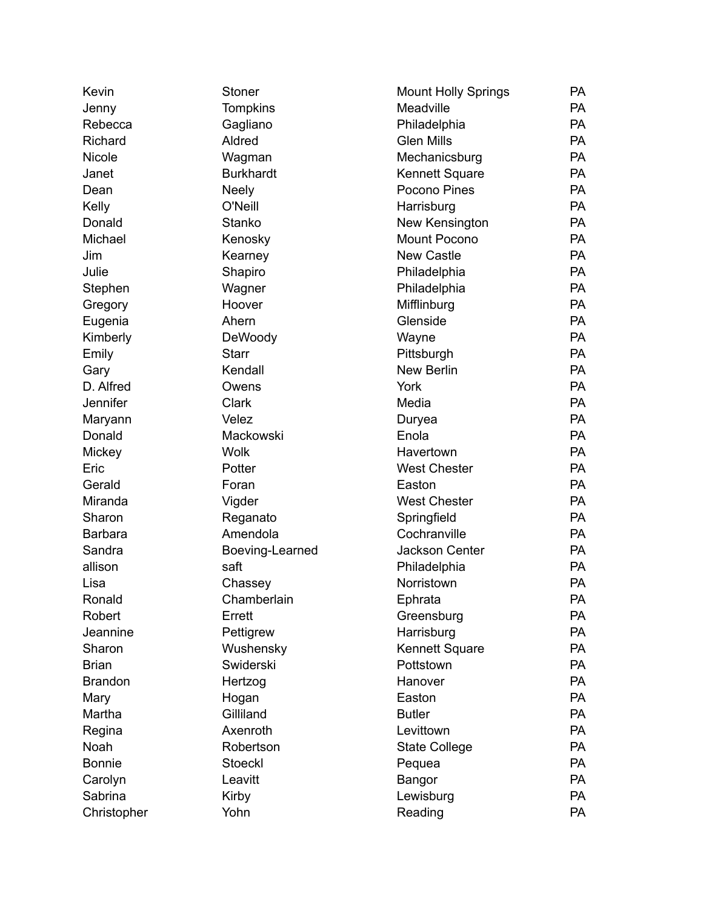| | | | |
|---|---|---|---|
| Kevin | Stoner | Mount Holly Springs | PA |
| Jenny | Tompkins | Meadville | PA |
| Rebecca | Gagliano | Philadelphia | PA |
| Richard | Aldred | Glen Mills | PA |
| Nicole | Wagman | Mechanicsburg | PA |
| Janet | Burkhardt | Kennett Square | PA |
| Dean | Neely | Pocono Pines | PA |
| Kelly | O'Neill | Harrisburg | PA |
| Donald | Stanko | New Kensington | PA |
| Michael | Kenosky | Mount Pocono | PA |
| Jim | Kearney | New Castle | PA |
| Julie | Shapiro | Philadelphia | PA |
| Stephen | Wagner | Philadelphia | PA |
| Gregory | Hoover | Mifflinburg | PA |
| Eugenia | Ahern | Glenside | PA |
| Kimberly | DeWoody | Wayne | PA |
| Emily | Starr | Pittsburgh | PA |
| Gary | Kendall | New Berlin | PA |
| D. Alfred | Owens | York | PA |
| Jennifer | Clark | Media | PA |
| Maryann | Velez | Duryea | PA |
| Donald | Mackowski | Enola | PA |
| Mickey | Wolk | Havertown | PA |
| Eric | Potter | West Chester | PA |
| Gerald | Foran | Easton | PA |
| Miranda | Vigder | West Chester | PA |
| Sharon | Reganato | Springfield | PA |
| Barbara | Amendola | Cochranville | PA |
| Sandra | Boeving-Learned | Jackson Center | PA |
| allison | saft | Philadelphia | PA |
| Lisa | Chassey | Norristown | PA |
| Ronald | Chamberlain | Ephrata | PA |
| Robert | Errett | Greensburg | PA |
| Jeannine | Pettigrew | Harrisburg | PA |
| Sharon | Wushensky | Kennett Square | PA |
| Brian | Swiderski | Pottstown | PA |
| Brandon | Hertzog | Hanover | PA |
| Mary | Hogan | Easton | PA |
| Martha | Gilliland | Butler | PA |
| Regina | Axenroth | Levittown | PA |
| Noah | Robertson | State College | PA |
| Bonnie | Stoeckl | Pequea | PA |
| Carolyn | Leavitt | Bangor | PA |
| Sabrina | Kirby | Lewisburg | PA |
| Christopher | Yohn | Reading | PA |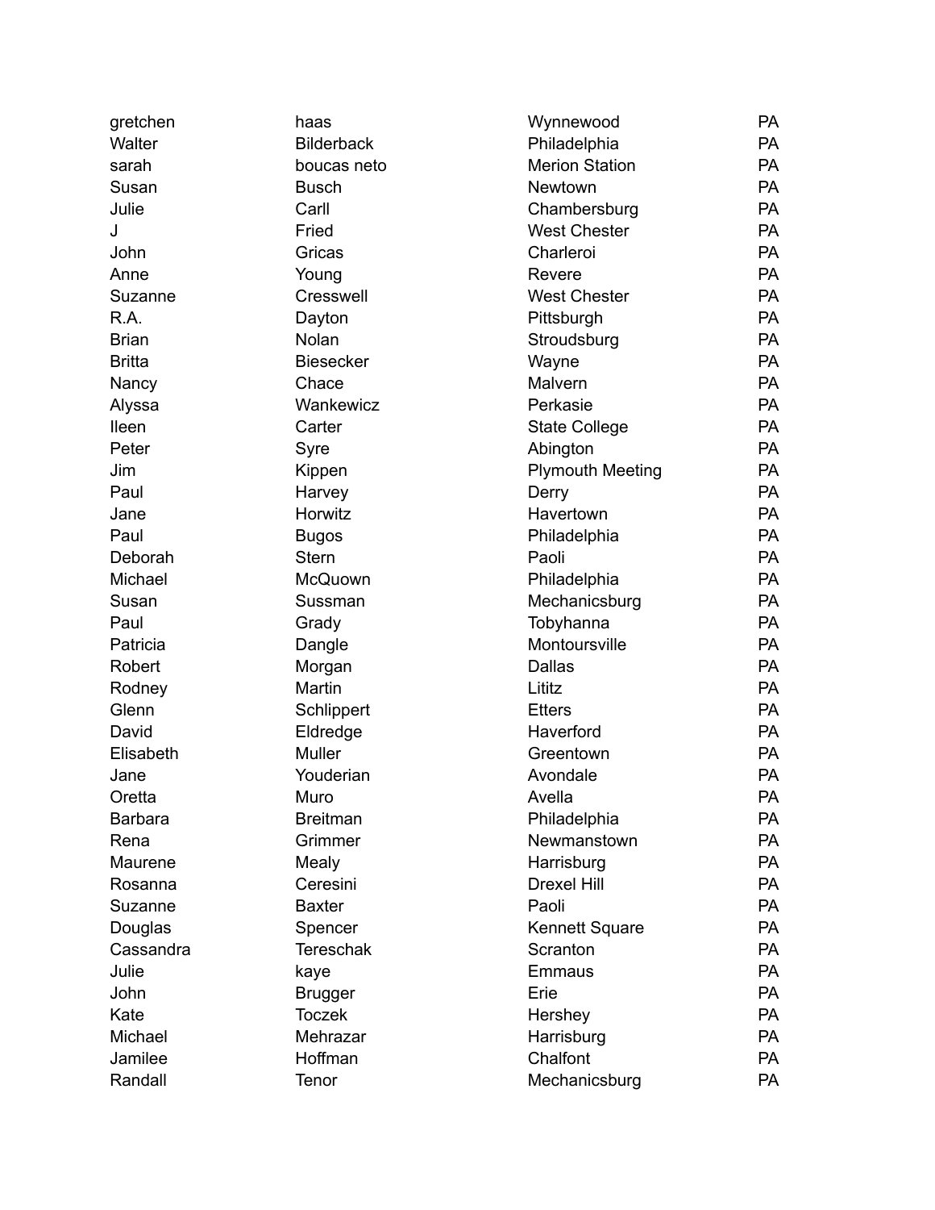| | | | |
|---|---|---|---|
| gretchen | haas | Wynnewood | PA |
| Walter | Bilderback | Philadelphia | PA |
| sarah | boucas neto | Merion Station | PA |
| Susan | Busch | Newtown | PA |
| Julie | Carll | Chambersburg | PA |
| J | Fried | West Chester | PA |
| John | Gricas | Charleroi | PA |
| Anne | Young | Revere | PA |
| Suzanne | Cresswell | West Chester | PA |
| R.A. | Dayton | Pittsburgh | PA |
| Brian | Nolan | Stroudsburg | PA |
| Britta | Biesecker | Wayne | PA |
| Nancy | Chace | Malvern | PA |
| Alyssa | Wankewicz | Perkasie | PA |
| Ileen | Carter | State College | PA |
| Peter | Syre | Abington | PA |
| Jim | Kippen | Plymouth Meeting | PA |
| Paul | Harvey | Derry | PA |
| Jane | Horwitz | Havertown | PA |
| Paul | Bugos | Philadelphia | PA |
| Deborah | Stern | Paoli | PA |
| Michael | McQuown | Philadelphia | PA |
| Susan | Sussman | Mechanicsburg | PA |
| Paul | Grady | Tobyhanna | PA |
| Patricia | Dangle | Montoursville | PA |
| Robert | Morgan | Dallas | PA |
| Rodney | Martin | Lititz | PA |
| Glenn | Schlippert | Etters | PA |
| David | Eldredge | Haverford | PA |
| Elisabeth | Muller | Greentown | PA |
| Jane | Youderian | Avondale | PA |
| Oretta | Muro | Avella | PA |
| Barbara | Breitman | Philadelphia | PA |
| Rena | Grimmer | Newmanstown | PA |
| Maurene | Mealy | Harrisburg | PA |
| Rosanna | Ceresini | Drexel Hill | PA |
| Suzanne | Baxter | Paoli | PA |
| Douglas | Spencer | Kennett Square | PA |
| Cassandra | Tereschak | Scranton | PA |
| Julie | kaye | Emmaus | PA |
| John | Brugger | Erie | PA |
| Kate | Toczek | Hershey | PA |
| Michael | Mehrazar | Harrisburg | PA |
| Jamilee | Hoffman | Chalfont | PA |
| Randall | Tenor | Mechanicsburg | PA |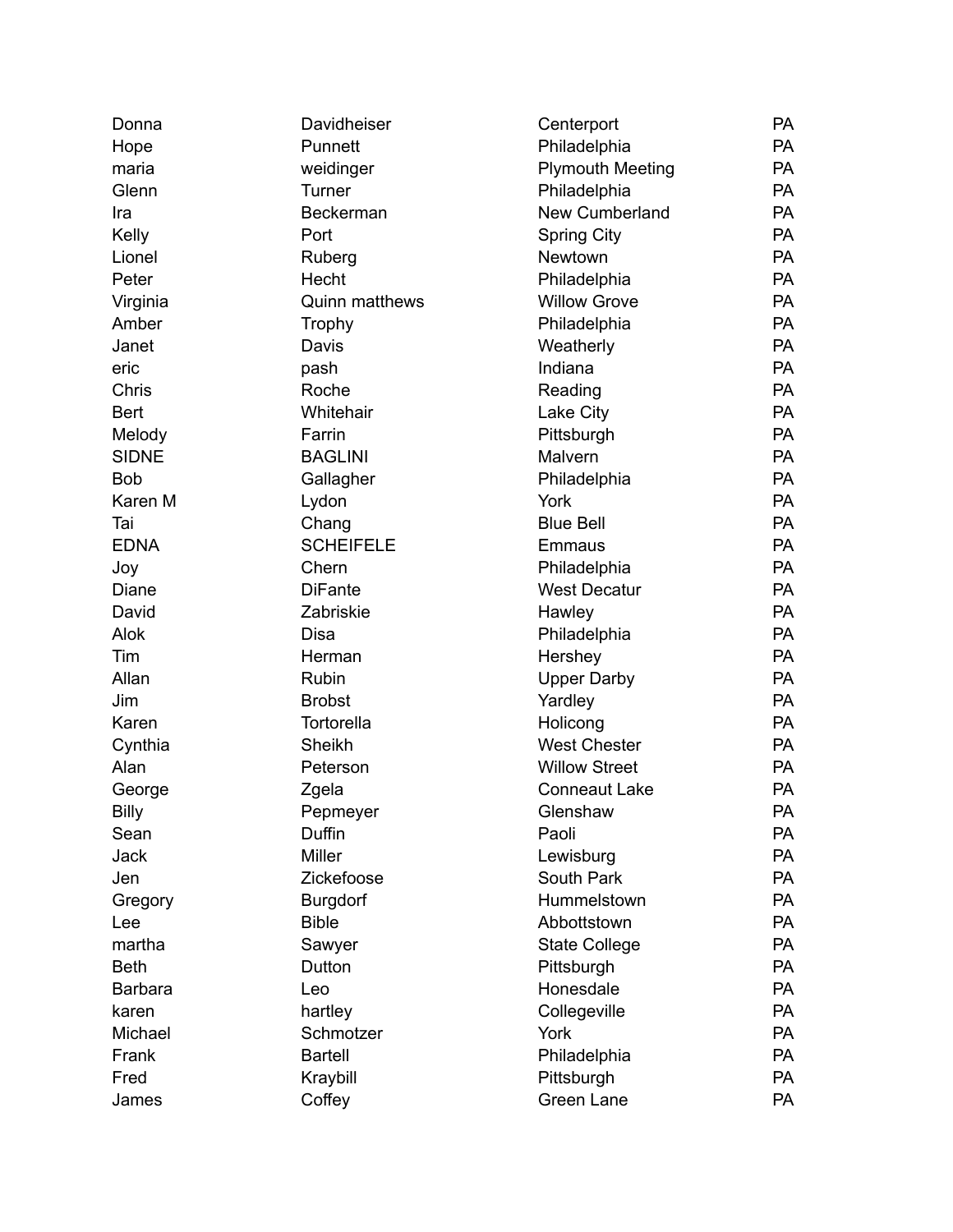| | | | |
|---|---|---|---|
| Donna | Davidheiser | Centerport | PA |
| Hope | Punnett | Philadelphia | PA |
| maria | weidinger | Plymouth Meeting | PA |
| Glenn | Turner | Philadelphia | PA |
| Ira | Beckerman | New Cumberland | PA |
| Kelly | Port | Spring City | PA |
| Lionel | Ruberg | Newtown | PA |
| Peter | Hecht | Philadelphia | PA |
| Virginia | Quinn matthews | Willow Grove | PA |
| Amber | Trophy | Philadelphia | PA |
| Janet | Davis | Weatherly | PA |
| eric | pash | Indiana | PA |
| Chris | Roche | Reading | PA |
| Bert | Whitehair | Lake City | PA |
| Melody | Farrin | Pittsburgh | PA |
| SIDNE | BAGLINI | Malvern | PA |
| Bob | Gallagher | Philadelphia | PA |
| Karen M | Lydon | York | PA |
| Tai | Chang | Blue Bell | PA |
| EDNA | SCHEIFELE | Emmaus | PA |
| Joy | Chern | Philadelphia | PA |
| Diane | DiFante | West Decatur | PA |
| David | Zabriskie | Hawley | PA |
| Alok | Disa | Philadelphia | PA |
| Tim | Herman | Hershey | PA |
| Allan | Rubin | Upper Darby | PA |
| Jim | Brobst | Yardley | PA |
| Karen | Tortorella | Holicong | PA |
| Cynthia | Sheikh | West Chester | PA |
| Alan | Peterson | Willow Street | PA |
| George | Zgela | Conneaut Lake | PA |
| Billy | Pepmeyer | Glenshaw | PA |
| Sean | Duffin | Paoli | PA |
| Jack | Miller | Lewisburg | PA |
| Jen | Zickefoose | South Park | PA |
| Gregory | Burgdorf | Hummelstown | PA |
| Lee | Bible | Abbottstown | PA |
| martha | Sawyer | State College | PA |
| Beth | Dutton | Pittsburgh | PA |
| Barbara | Leo | Honesdale | PA |
| karen | hartley | Collegeville | PA |
| Michael | Schmotzer | York | PA |
| Frank | Bartell | Philadelphia | PA |
| Fred | Kraybill | Pittsburgh | PA |
| James | Coffey | Green Lane | PA |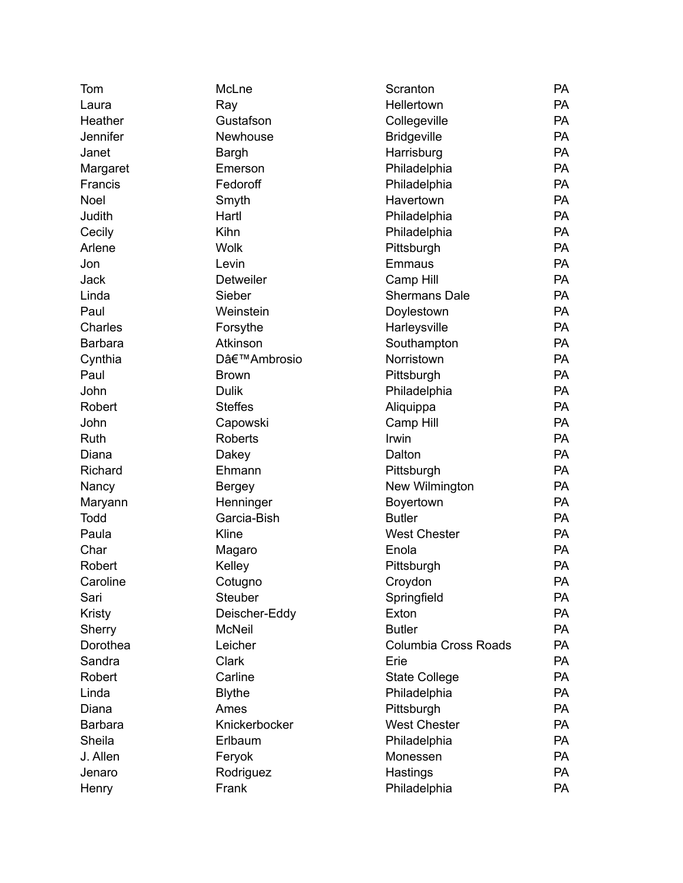| | | | |
|---|---|---|---|
| Tom | McLne | Scranton | PA |
| Laura | Ray | Hellertown | PA |
| Heather | Gustafson | Collegeville | PA |
| Jennifer | Newhouse | Bridgeville | PA |
| Janet | Bargh | Harrisburg | PA |
| Margaret | Emerson | Philadelphia | PA |
| Francis | Fedoroff | Philadelphia | PA |
| Noel | Smyth | Havertown | PA |
| Judith | Hartl | Philadelphia | PA |
| Cecily | Kihn | Philadelphia | PA |
| Arlene | Wolk | Pittsburgh | PA |
| Jon | Levin | Emmaus | PA |
| Jack | Detweiler | Camp Hill | PA |
| Linda | Sieber | Shermans Dale | PA |
| Paul | Weinstein | Doylestown | PA |
| Charles | Forsythe | Harleysville | PA |
| Barbara | Atkinson | Southampton | PA |
| Cynthia | Dâ€™Ambrosio | Norristown | PA |
| Paul | Brown | Pittsburgh | PA |
| John | Dulik | Philadelphia | PA |
| Robert | Steffes | Aliquippa | PA |
| John | Capowski | Camp Hill | PA |
| Ruth | Roberts | Irwin | PA |
| Diana | Dakey | Dalton | PA |
| Richard | Ehmann | Pittsburgh | PA |
| Nancy | Bergey | New Wilmington | PA |
| Maryann | Henninger | Boyertown | PA |
| Todd | Garcia-Bish | Butler | PA |
| Paula | Kline | West Chester | PA |
| Char | Magaro | Enola | PA |
| Robert | Kelley | Pittsburgh | PA |
| Caroline | Cotugno | Croydon | PA |
| Sari | Steuber | Springfield | PA |
| Kristy | Deischer-Eddy | Exton | PA |
| Sherry | McNeil | Butler | PA |
| Dorothea | Leicher | Columbia Cross Roads | PA |
| Sandra | Clark | Erie | PA |
| Robert | Carline | State College | PA |
| Linda | Blythe | Philadelphia | PA |
| Diana | Ames | Pittsburgh | PA |
| Barbara | Knickerbocker | West Chester | PA |
| Sheila | Erlbaum | Philadelphia | PA |
| J. Allen | Feryok | Monessen | PA |
| Jenaro | Rodriguez | Hastings | PA |
| Henry | Frank | Philadelphia | PA |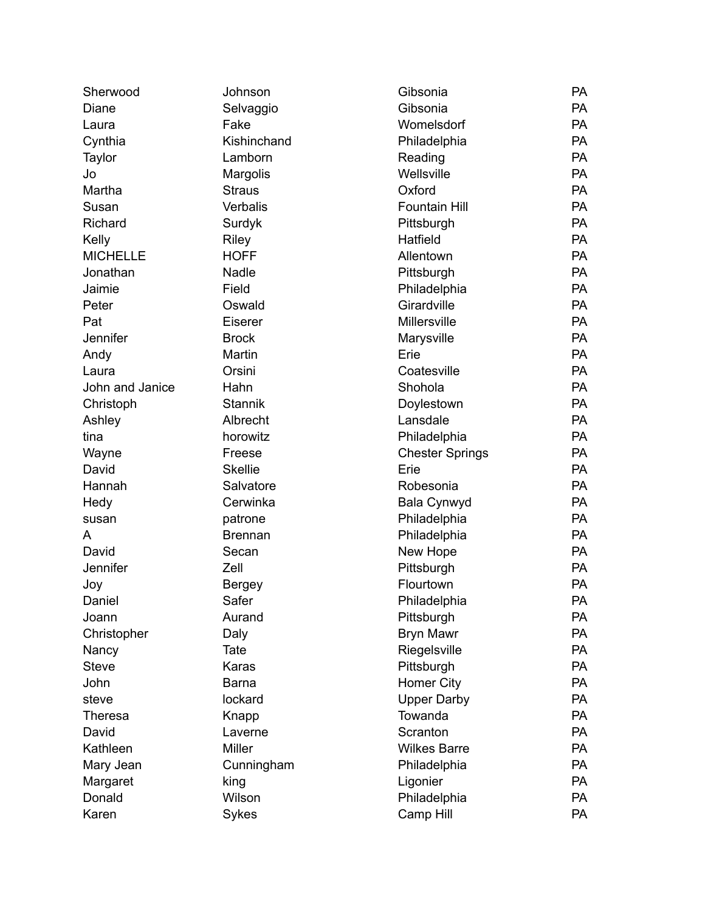| | | | |
|---|---|---|---|
| Sherwood | Johnson | Gibsonia | PA |
| Diane | Selvaggio | Gibsonia | PA |
| Laura | Fake | Womelsdorf | PA |
| Cynthia | Kishinchand | Philadelphia | PA |
| Taylor | Lamborn | Reading | PA |
| Jo | Margolis | Wellsville | PA |
| Martha | Straus | Oxford | PA |
| Susan | Verbalis | Fountain Hill | PA |
| Richard | Surdyk | Pittsburgh | PA |
| Kelly | Riley | Hatfield | PA |
| MICHELLE | HOFF | Allentown | PA |
| Jonathan | Nadle | Pittsburgh | PA |
| Jaimie | Field | Philadelphia | PA |
| Peter | Oswald | Girardville | PA |
| Pat | Eiserer | Millersville | PA |
| Jennifer | Brock | Marysville | PA |
| Andy | Martin | Erie | PA |
| Laura | Orsini | Coatesville | PA |
| John and Janice | Hahn | Shohola | PA |
| Christoph | Stannik | Doylestown | PA |
| Ashley | Albrecht | Lansdale | PA |
| tina | horowitz | Philadelphia | PA |
| Wayne | Freese | Chester Springs | PA |
| David | Skellie | Erie | PA |
| Hannah | Salvatore | Robesonia | PA |
| Hedy | Cerwinka | Bala Cynwyd | PA |
| susan | patrone | Philadelphia | PA |
| A | Brennan | Philadelphia | PA |
| David | Secan | New Hope | PA |
| Jennifer | Zell | Pittsburgh | PA |
| Joy | Bergey | Flourtown | PA |
| Daniel | Safer | Philadelphia | PA |
| Joann | Aurand | Pittsburgh | PA |
| Christopher | Daly | Bryn Mawr | PA |
| Nancy | Tate | Riegelsville | PA |
| Steve | Karas | Pittsburgh | PA |
| John | Barna | Homer City | PA |
| steve | lockard | Upper Darby | PA |
| Theresa | Knapp | Towanda | PA |
| David | Laverne | Scranton | PA |
| Kathleen | Miller | Wilkes Barre | PA |
| Mary Jean | Cunningham | Philadelphia | PA |
| Margaret | king | Ligonier | PA |
| Donald | Wilson | Philadelphia | PA |
| Karen | Sykes | Camp Hill | PA |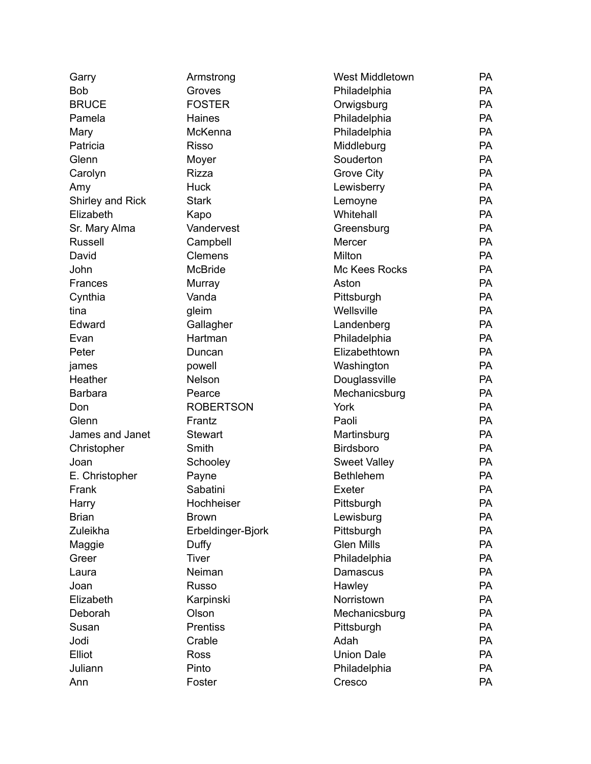| | | | |
|---|---|---|---|
| Garry | Armstrong | West Middletown | PA |
| Bob | Groves | Philadelphia | PA |
| BRUCE | FOSTER | Orwigsburg | PA |
| Pamela | Haines | Philadelphia | PA |
| Mary | McKenna | Philadelphia | PA |
| Patricia | Risso | Middleburg | PA |
| Glenn | Moyer | Souderton | PA |
| Carolyn | Rizza | Grove City | PA |
| Amy | Huck | Lewisberry | PA |
| Shirley and Rick | Stark | Lemoyne | PA |
| Elizabeth | Kapo | Whitehall | PA |
| Sr. Mary Alma | Vandervest | Greensburg | PA |
| Russell | Campbell | Mercer | PA |
| David | Clemens | Milton | PA |
| John | McBride | Mc Kees Rocks | PA |
| Frances | Murray | Aston | PA |
| Cynthia | Vanda | Pittsburgh | PA |
| tina | gleim | Wellsville | PA |
| Edward | Gallagher | Landenberg | PA |
| Evan | Hartman | Philadelphia | PA |
| Peter | Duncan | Elizabethtown | PA |
| james | powell | Washington | PA |
| Heather | Nelson | Douglassville | PA |
| Barbara | Pearce | Mechanicsburg | PA |
| Don | ROBERTSON | York | PA |
| Glenn | Frantz | Paoli | PA |
| James and Janet | Stewart | Martinsburg | PA |
| Christopher | Smith | Birdsboro | PA |
| Joan | Schooley | Sweet Valley | PA |
| E. Christopher | Payne | Bethlehem | PA |
| Frank | Sabatini | Exeter | PA |
| Harry | Hochheiser | Pittsburgh | PA |
| Brian | Brown | Lewisburg | PA |
| Zuleikha | Erbeldinger-Bjork | Pittsburgh | PA |
| Maggie | Duffy | Glen Mills | PA |
| Greer | Tiver | Philadelphia | PA |
| Laura | Neiman | Damascus | PA |
| Joan | Russo | Hawley | PA |
| Elizabeth | Karpinski | Norristown | PA |
| Deborah | Olson | Mechanicsburg | PA |
| Susan | Prentiss | Pittsburgh | PA |
| Jodi | Crable | Adah | PA |
| Elliot | Ross | Union Dale | PA |
| Juliann | Pinto | Philadelphia | PA |
| Ann | Foster | Cresco | PA |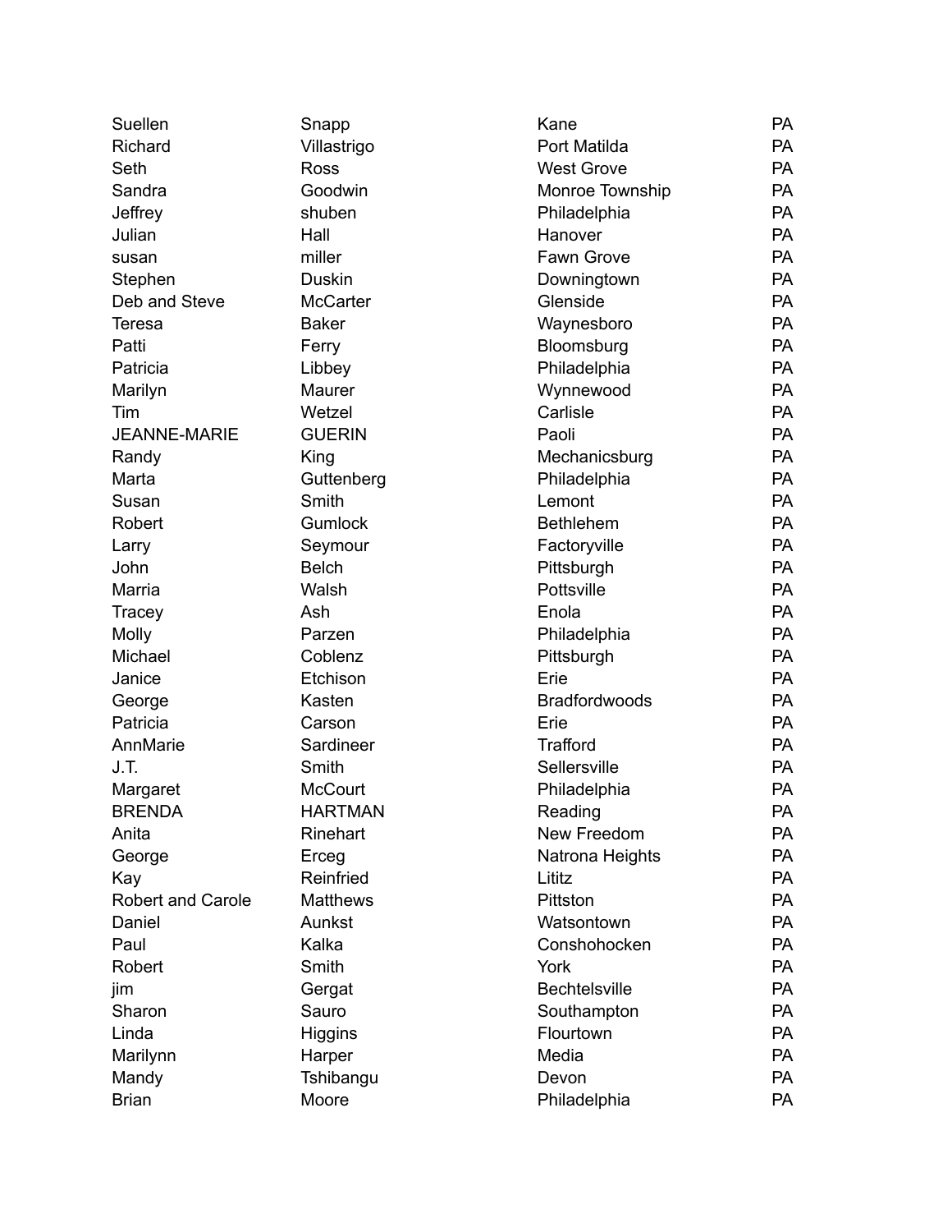| | | | |
|---|---|---|---|
| Suellen | Snapp | Kane | PA |
| Richard | Villastrigo | Port Matilda | PA |
| Seth | Ross | West Grove | PA |
| Sandra | Goodwin | Monroe Township | PA |
| Jeffrey | shuben | Philadelphia | PA |
| Julian | Hall | Hanover | PA |
| susan | miller | Fawn Grove | PA |
| Stephen | Duskin | Downingtown | PA |
| Deb and Steve | McCarter | Glenside | PA |
| Teresa | Baker | Waynesboro | PA |
| Patti | Ferry | Bloomsburg | PA |
| Patricia | Libbey | Philadelphia | PA |
| Marilyn | Maurer | Wynnewood | PA |
| Tim | Wetzel | Carlisle | PA |
| JEANNE-MARIE | GUERIN | Paoli | PA |
| Randy | King | Mechanicsburg | PA |
| Marta | Guttenberg | Philadelphia | PA |
| Susan | Smith | Lemont | PA |
| Robert | Gumlock | Bethlehem | PA |
| Larry | Seymour | Factoryville | PA |
| John | Belch | Pittsburgh | PA |
| Marria | Walsh | Pottsville | PA |
| Tracey | Ash | Enola | PA |
| Molly | Parzen | Philadelphia | PA |
| Michael | Coblenz | Pittsburgh | PA |
| Janice | Etchison | Erie | PA |
| George | Kasten | Bradfordwoods | PA |
| Patricia | Carson | Erie | PA |
| AnnMarie | Sardineer | Trafford | PA |
| J.T. | Smith | Sellersville | PA |
| Margaret | McCourt | Philadelphia | PA |
| BRENDA | HARTMAN | Reading | PA |
| Anita | Rinehart | New Freedom | PA |
| George | Erceg | Natrona Heights | PA |
| Kay | Reinfried | Lititz | PA |
| Robert and Carole | Matthews | Pittston | PA |
| Daniel | Aunkst | Watsontown | PA |
| Paul | Kalka | Conshohocken | PA |
| Robert | Smith | York | PA |
| jim | Gergat | Bechtelsville | PA |
| Sharon | Sauro | Southampton | PA |
| Linda | Higgins | Flourtown | PA |
| Marilynn | Harper | Media | PA |
| Mandy | Tshibangu | Devon | PA |
| Brian | Moore | Philadelphia | PA |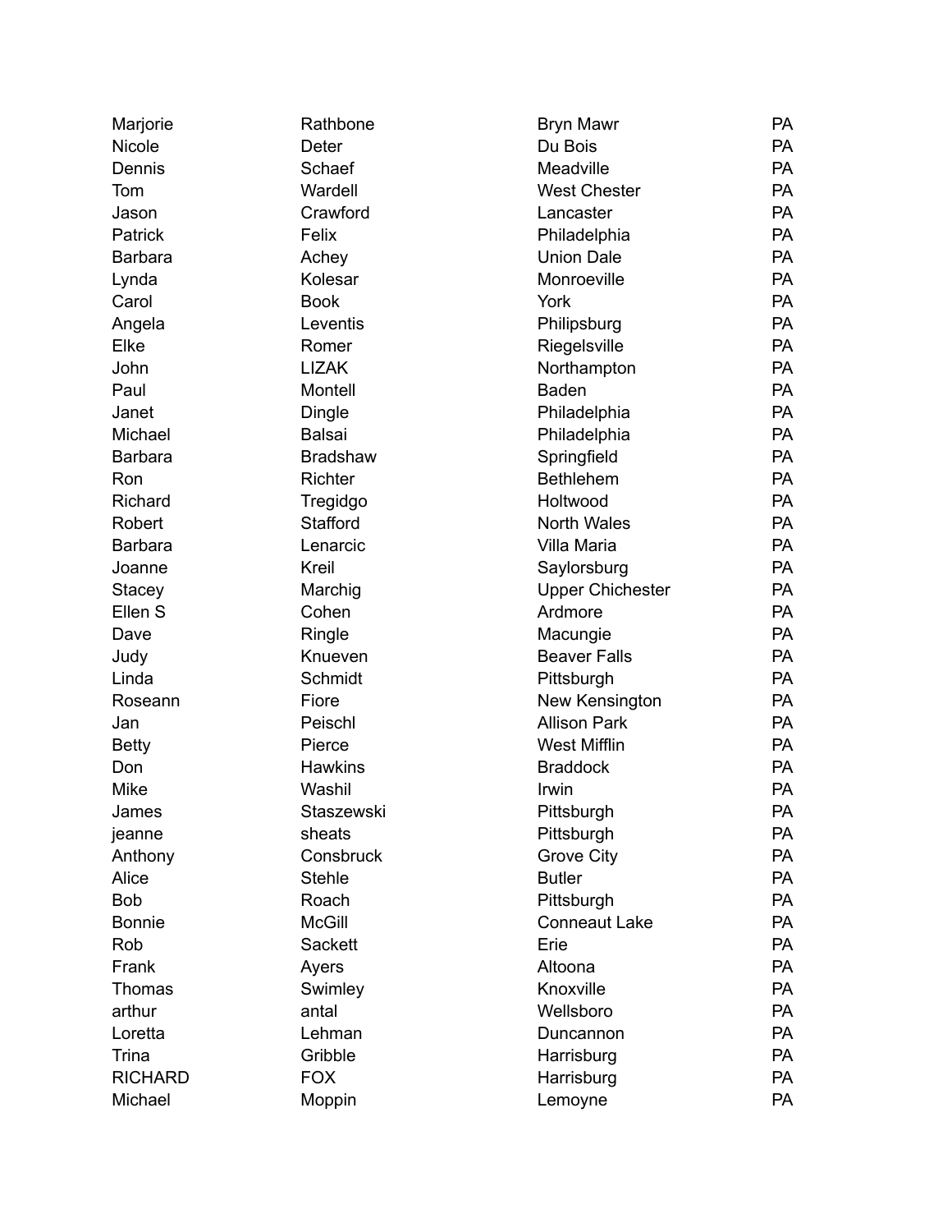| | | | |
|---|---|---|---|
| Marjorie | Rathbone | Bryn Mawr | PA |
| Nicole | Deter | Du Bois | PA |
| Dennis | Schaef | Meadville | PA |
| Tom | Wardell | West Chester | PA |
| Jason | Crawford | Lancaster | PA |
| Patrick | Felix | Philadelphia | PA |
| Barbara | Achey | Union Dale | PA |
| Lynda | Kolesar | Monroeville | PA |
| Carol | Book | York | PA |
| Angela | Leventis | Philipsburg | PA |
| Elke | Romer | Riegelsville | PA |
| John | LIZAK | Northampton | PA |
| Paul | Montell | Baden | PA |
| Janet | Dingle | Philadelphia | PA |
| Michael | Balsai | Philadelphia | PA |
| Barbara | Bradshaw | Springfield | PA |
| Ron | Richter | Bethlehem | PA |
| Richard | Tregidgo | Holtwood | PA |
| Robert | Stafford | North Wales | PA |
| Barbara | Lenarcic | Villa Maria | PA |
| Joanne | Kreil | Saylorsburg | PA |
| Stacey | Marchig | Upper Chichester | PA |
| Ellen S | Cohen | Ardmore | PA |
| Dave | Ringle | Macungie | PA |
| Judy | Knueven | Beaver Falls | PA |
| Linda | Schmidt | Pittsburgh | PA |
| Roseann | Fiore | New Kensington | PA |
| Jan | Peischl | Allison Park | PA |
| Betty | Pierce | West Mifflin | PA |
| Don | Hawkins | Braddock | PA |
| Mike | Washil | Irwin | PA |
| James | Staszewski | Pittsburgh | PA |
| jeanne | sheats | Pittsburgh | PA |
| Anthony | Consbruck | Grove City | PA |
| Alice | Stehle | Butler | PA |
| Bob | Roach | Pittsburgh | PA |
| Bonnie | McGill | Conneaut Lake | PA |
| Rob | Sackett | Erie | PA |
| Frank | Ayers | Altoona | PA |
| Thomas | Swimley | Knoxville | PA |
| arthur | antal | Wellsboro | PA |
| Loretta | Lehman | Duncannon | PA |
| Trina | Gribble | Harrisburg | PA |
| RICHARD | FOX | Harrisburg | PA |
| Michael | Moppin | Lemoyne | PA |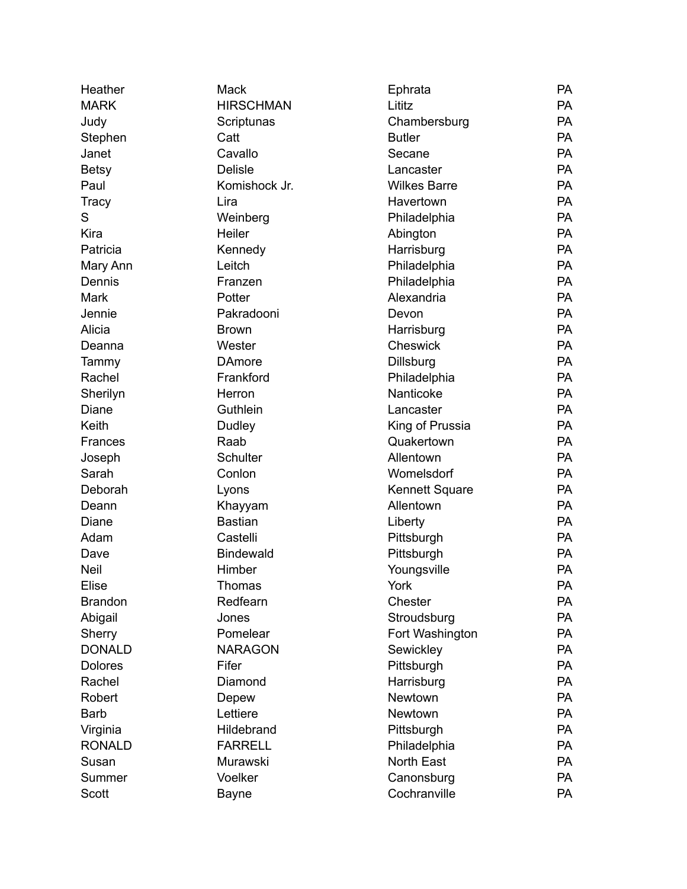| | | | |
|---|---|---|---|
| Heather | Mack | Ephrata | PA |
| MARK | HIRSCHMAN | Lititz | PA |
| Judy | Scriptunas | Chambersburg | PA |
| Stephen | Catt | Butler | PA |
| Janet | Cavallo | Secane | PA |
| Betsy | Delisle | Lancaster | PA |
| Paul | Komishock Jr. | Wilkes Barre | PA |
| Tracy | Lira | Havertown | PA |
| S | Weinberg | Philadelphia | PA |
| Kira | Heiler | Abington | PA |
| Patricia | Kennedy | Harrisburg | PA |
| Mary Ann | Leitch | Philadelphia | PA |
| Dennis | Franzen | Philadelphia | PA |
| Mark | Potter | Alexandria | PA |
| Jennie | Pakradooni | Devon | PA |
| Alicia | Brown | Harrisburg | PA |
| Deanna | Wester | Cheswick | PA |
| Tammy | DAmore | Dillsburg | PA |
| Rachel | Frankford | Philadelphia | PA |
| Sherilyn | Herron | Nanticoke | PA |
| Diane | Guthlein | Lancaster | PA |
| Keith | Dudley | King of Prussia | PA |
| Frances | Raab | Quakertown | PA |
| Joseph | Schulter | Allentown | PA |
| Sarah | Conlon | Womelsdorf | PA |
| Deborah | Lyons | Kennett Square | PA |
| Deann | Khayyam | Allentown | PA |
| Diane | Bastian | Liberty | PA |
| Adam | Castelli | Pittsburgh | PA |
| Dave | Bindewald | Pittsburgh | PA |
| Neil | Himber | Youngsville | PA |
| Elise | Thomas | York | PA |
| Brandon | Redfearn | Chester | PA |
| Abigail | Jones | Stroudsburg | PA |
| Sherry | Pomelear | Fort Washington | PA |
| DONALD | NARAGON | Sewickley | PA |
| Dolores | Fifer | Pittsburgh | PA |
| Rachel | Diamond | Harrisburg | PA |
| Robert | Depew | Newtown | PA |
| Barb | Lettiere | Newtown | PA |
| Virginia | Hildebrand | Pittsburgh | PA |
| RONALD | FARRELL | Philadelphia | PA |
| Susan | Murawski | North East | PA |
| Summer | Voelker | Canonsburg | PA |
| Scott | Bayne | Cochranville | PA |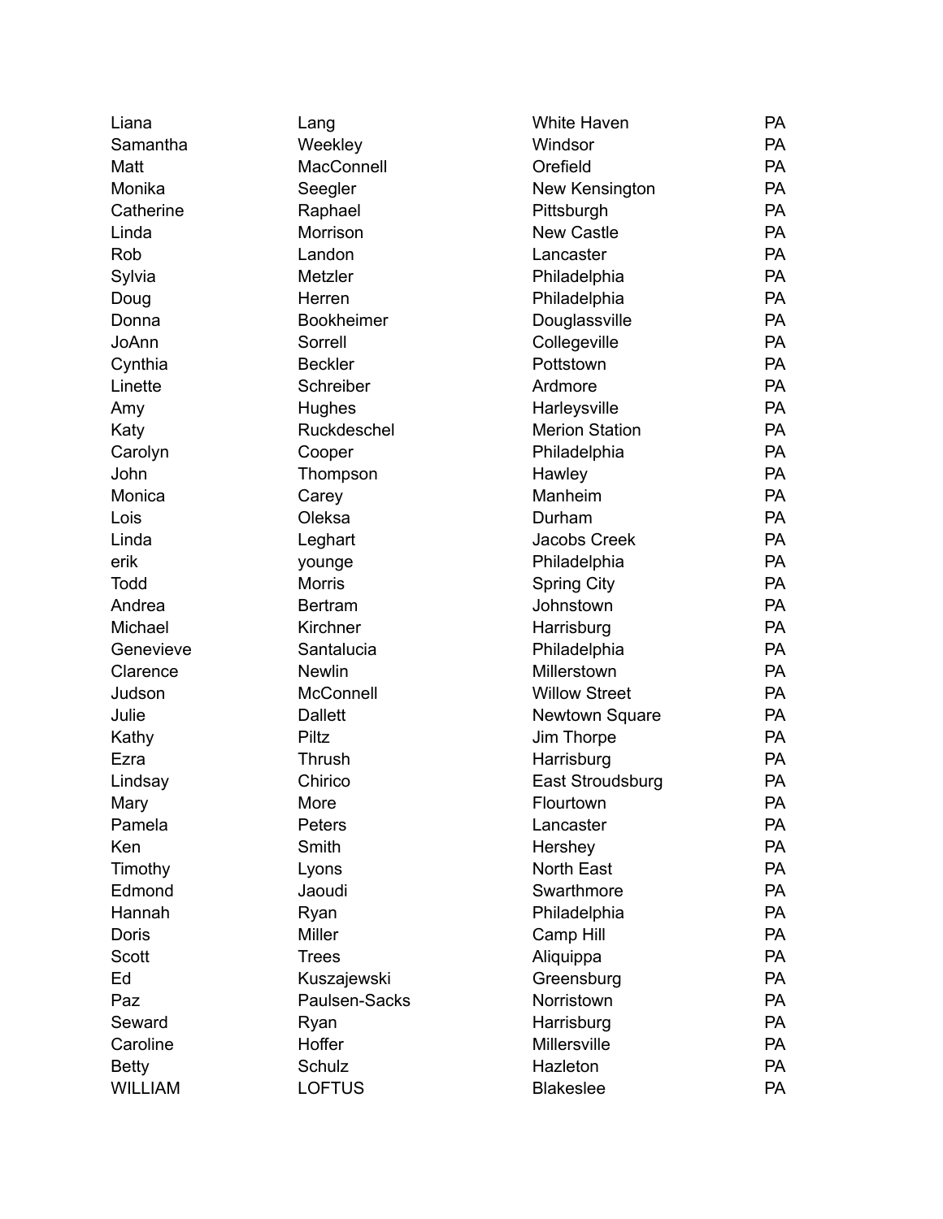| | | | |
|---|---|---|---|
| Liana | Lang | White Haven | PA |
| Samantha | Weekley | Windsor | PA |
| Matt | MacConnell | Orefield | PA |
| Monika | Seegler | New Kensington | PA |
| Catherine | Raphael | Pittsburgh | PA |
| Linda | Morrison | New Castle | PA |
| Rob | Landon | Lancaster | PA |
| Sylvia | Metzler | Philadelphia | PA |
| Doug | Herren | Philadelphia | PA |
| Donna | Bookheimer | Douglassville | PA |
| JoAnn | Sorrell | Collegeville | PA |
| Cynthia | Beckler | Pottstown | PA |
| Linette | Schreiber | Ardmore | PA |
| Amy | Hughes | Harleysville | PA |
| Katy | Ruckdeschel | Merion Station | PA |
| Carolyn | Cooper | Philadelphia | PA |
| John | Thompson | Hawley | PA |
| Monica | Carey | Manheim | PA |
| Lois | Oleksa | Durham | PA |
| Linda | Leghart | Jacobs Creek | PA |
| erik | younge | Philadelphia | PA |
| Todd | Morris | Spring City | PA |
| Andrea | Bertram | Johnstown | PA |
| Michael | Kirchner | Harrisburg | PA |
| Genevieve | Santalucia | Philadelphia | PA |
| Clarence | Newlin | Millerstown | PA |
| Judson | McConnell | Willow Street | PA |
| Julie | Dallett | Newtown Square | PA |
| Kathy | Piltz | Jim Thorpe | PA |
| Ezra | Thrush | Harrisburg | PA |
| Lindsay | Chirico | East Stroudsburg | PA |
| Mary | More | Flourtown | PA |
| Pamela | Peters | Lancaster | PA |
| Ken | Smith | Hershey | PA |
| Timothy | Lyons | North East | PA |
| Edmond | Jaoudi | Swarthmore | PA |
| Hannah | Ryan | Philadelphia | PA |
| Doris | Miller | Camp Hill | PA |
| Scott | Trees | Aliquippa | PA |
| Ed | Kuszajewski | Greensburg | PA |
| Paz | Paulsen-Sacks | Norristown | PA |
| Seward | Ryan | Harrisburg | PA |
| Caroline | Hoffer | Millersville | PA |
| Betty | Schulz | Hazleton | PA |
| WILLIAM | LOFTUS | Blakeslee | PA |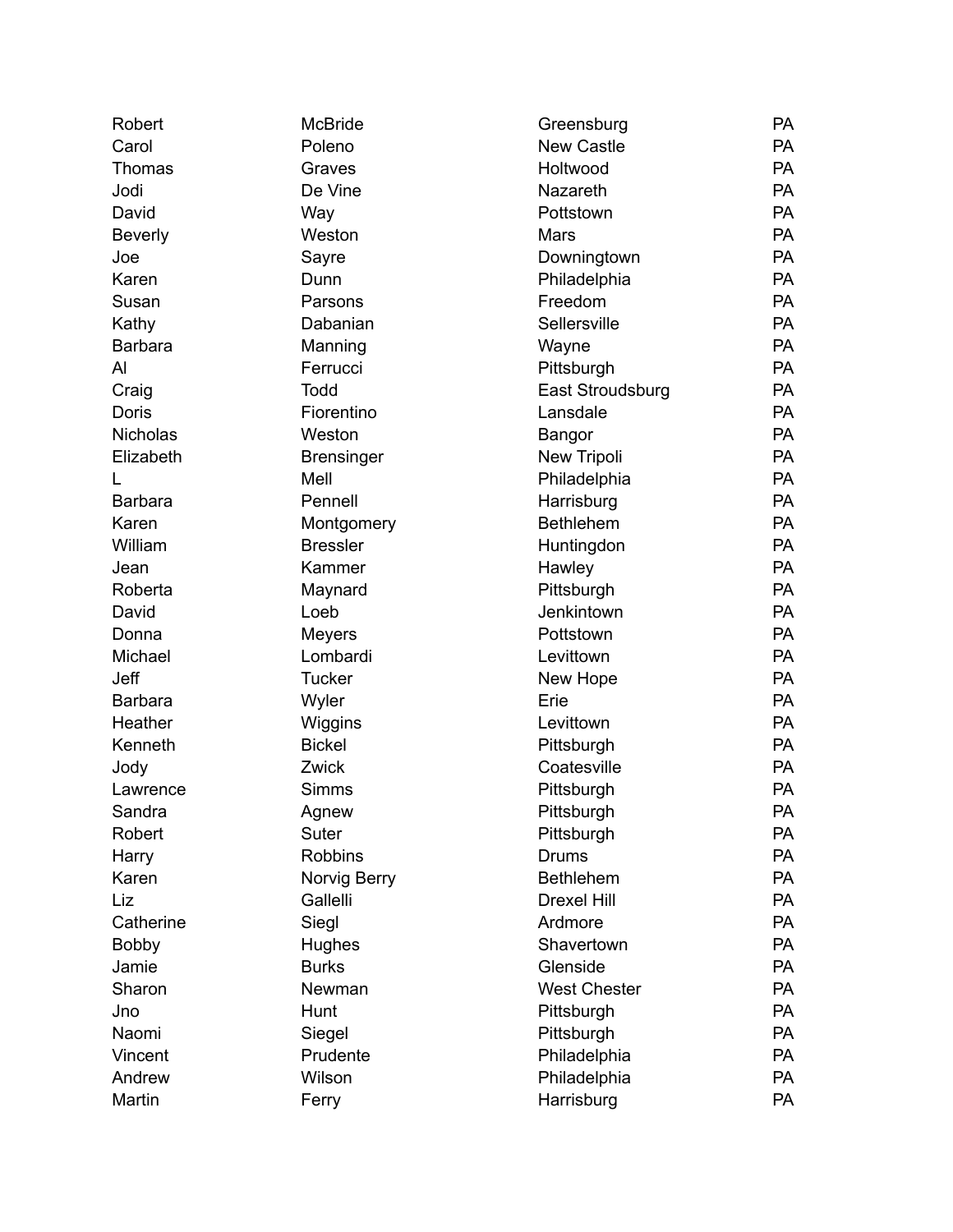| | | | |
|---|---|---|---|
| Robert | McBride | Greensburg | PA |
| Carol | Poleno | New Castle | PA |
| Thomas | Graves | Holtwood | PA |
| Jodi | De Vine | Nazareth | PA |
| David | Way | Pottstown | PA |
| Beverly | Weston | Mars | PA |
| Joe | Sayre | Downingtown | PA |
| Karen | Dunn | Philadelphia | PA |
| Susan | Parsons | Freedom | PA |
| Kathy | Dabanian | Sellersville | PA |
| Barbara | Manning | Wayne | PA |
| Al | Ferrucci | Pittsburgh | PA |
| Craig | Todd | East Stroudsburg | PA |
| Doris | Fiorentino | Lansdale | PA |
| Nicholas | Weston | Bangor | PA |
| Elizabeth | Brensinger | New Tripoli | PA |
| L | Mell | Philadelphia | PA |
| Barbara | Pennell | Harrisburg | PA |
| Karen | Montgomery | Bethlehem | PA |
| William | Bressler | Huntingdon | PA |
| Jean | Kammer | Hawley | PA |
| Roberta | Maynard | Pittsburgh | PA |
| David | Loeb | Jenkintown | PA |
| Donna | Meyers | Pottstown | PA |
| Michael | Lombardi | Levittown | PA |
| Jeff | Tucker | New Hope | PA |
| Barbara | Wyler | Erie | PA |
| Heather | Wiggins | Levittown | PA |
| Kenneth | Bickel | Pittsburgh | PA |
| Jody | Zwick | Coatesville | PA |
| Lawrence | Simms | Pittsburgh | PA |
| Sandra | Agnew | Pittsburgh | PA |
| Robert | Suter | Pittsburgh | PA |
| Harry | Robbins | Drums | PA |
| Karen | Norvig Berry | Bethlehem | PA |
| Liz | Gallelli | Drexel Hill | PA |
| Catherine | Siegl | Ardmore | PA |
| Bobby | Hughes | Shavertown | PA |
| Jamie | Burks | Glenside | PA |
| Sharon | Newman | West Chester | PA |
| Jno | Hunt | Pittsburgh | PA |
| Naomi | Siegel | Pittsburgh | PA |
| Vincent | Prudente | Philadelphia | PA |
| Andrew | Wilson | Philadelphia | PA |
| Martin | Ferry | Harrisburg | PA |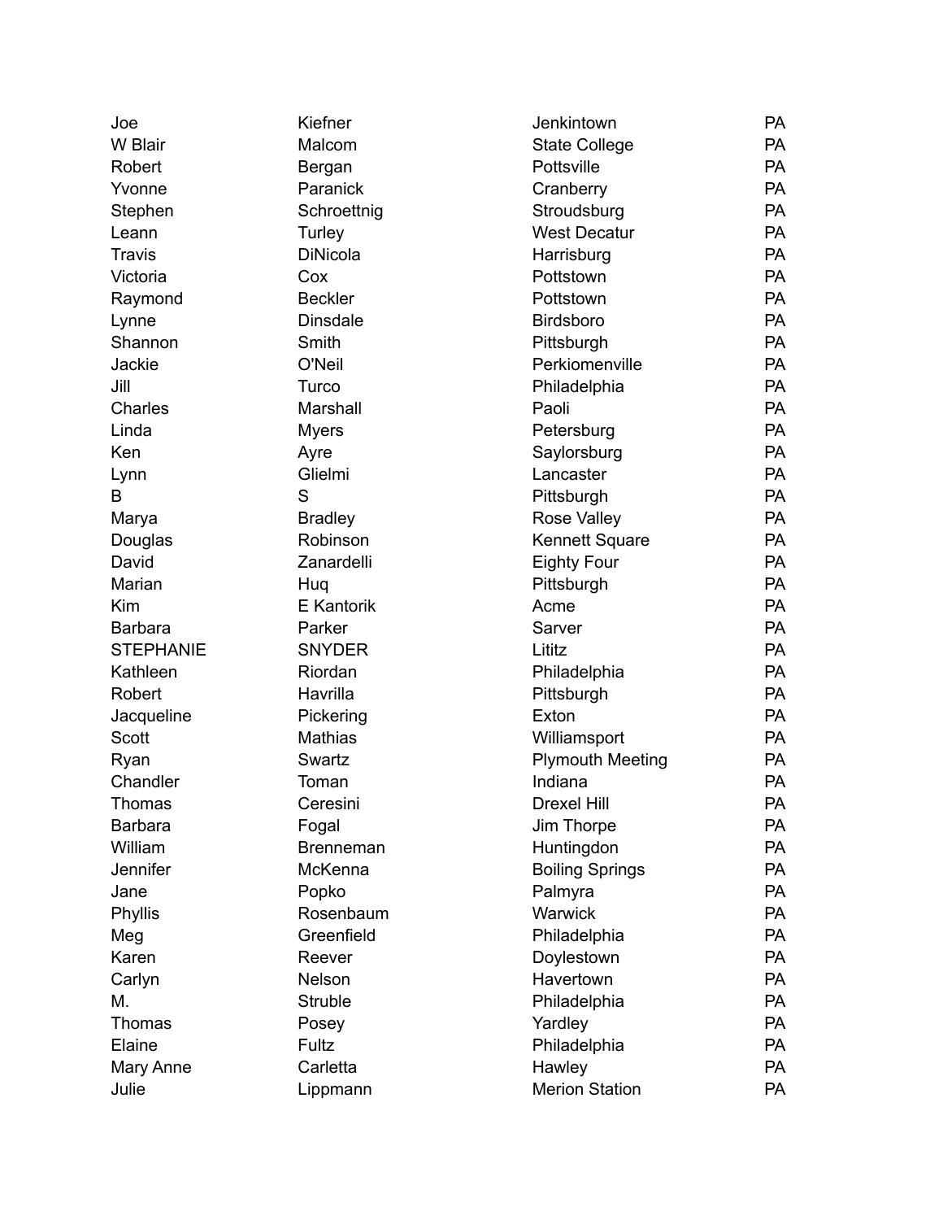| | | | |
|---|---|---|---|
| Joe | Kiefner | Jenkintown | PA |
| W Blair | Malcom | State College | PA |
| Robert | Bergan | Pottsville | PA |
| Yvonne | Paranick | Cranberry | PA |
| Stephen | Schroettnig | Stroudsburg | PA |
| Leann | Turley | West Decatur | PA |
| Travis | DiNicola | Harrisburg | PA |
| Victoria | Cox | Pottstown | PA |
| Raymond | Beckler | Pottstown | PA |
| Lynne | Dinsdale | Birdsboro | PA |
| Shannon | Smith | Pittsburgh | PA |
| Jackie | O'Neil | Perkiomenville | PA |
| Jill | Turco | Philadelphia | PA |
| Charles | Marshall | Paoli | PA |
| Linda | Myers | Petersburg | PA |
| Ken | Ayre | Saylorsburg | PA |
| Lynn | Glielmi | Lancaster | PA |
| B | S | Pittsburgh | PA |
| Marya | Bradley | Rose Valley | PA |
| Douglas | Robinson | Kennett Square | PA |
| David | Zanardelli | Eighty Four | PA |
| Marian | Huq | Pittsburgh | PA |
| Kim | E Kantorik | Acme | PA |
| Barbara | Parker | Sarver | PA |
| STEPHANIE | SNYDER | Lititz | PA |
| Kathleen | Riordan | Philadelphia | PA |
| Robert | Havrilla | Pittsburgh | PA |
| Jacqueline | Pickering | Exton | PA |
| Scott | Mathias | Williamsport | PA |
| Ryan | Swartz | Plymouth Meeting | PA |
| Chandler | Toman | Indiana | PA |
| Thomas | Ceresini | Drexel Hill | PA |
| Barbara | Fogal | Jim Thorpe | PA |
| William | Brenneman | Huntingdon | PA |
| Jennifer | McKenna | Boiling Springs | PA |
| Jane | Popko | Palmyra | PA |
| Phyllis | Rosenbaum | Warwick | PA |
| Meg | Greenfield | Philadelphia | PA |
| Karen | Reever | Doylestown | PA |
| Carlyn | Nelson | Havertown | PA |
| M. | Struble | Philadelphia | PA |
| Thomas | Posey | Yardley | PA |
| Elaine | Fultz | Philadelphia | PA |
| Mary Anne | Carletta | Hawley | PA |
| Julie | Lippmann | Merion Station | PA |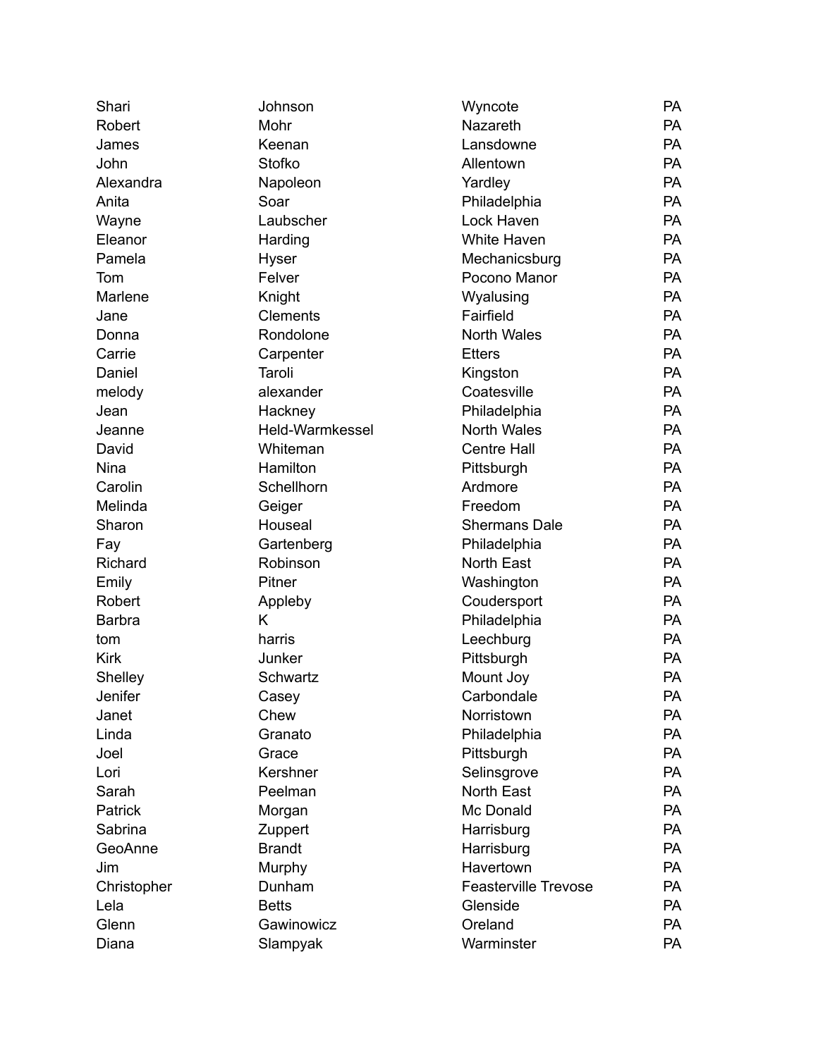| | | | |
|---|---|---|---|
| Shari | Johnson | Wyncote | PA |
| Robert | Mohr | Nazareth | PA |
| James | Keenan | Lansdowne | PA |
| John | Stofko | Allentown | PA |
| Alexandra | Napoleon | Yardley | PA |
| Anita | Soar | Philadelphia | PA |
| Wayne | Laubscher | Lock Haven | PA |
| Eleanor | Harding | White Haven | PA |
| Pamela | Hyser | Mechanicsburg | PA |
| Tom | Felver | Pocono Manor | PA |
| Marlene | Knight | Wyalusing | PA |
| Jane | Clements | Fairfield | PA |
| Donna | Rondolone | North Wales | PA |
| Carrie | Carpenter | Etters | PA |
| Daniel | Taroli | Kingston | PA |
| melody | alexander | Coatesville | PA |
| Jean | Hackney | Philadelphia | PA |
| Jeanne | Held-Warmkessel | North Wales | PA |
| David | Whiteman | Centre Hall | PA |
| Nina | Hamilton | Pittsburgh | PA |
| Carolin | Schellhorn | Ardmore | PA |
| Melinda | Geiger | Freedom | PA |
| Sharon | Houseal | Shermans Dale | PA |
| Fay | Gartenberg | Philadelphia | PA |
| Richard | Robinson | North East | PA |
| Emily | Pitner | Washington | PA |
| Robert | Appleby | Coudersport | PA |
| Barbra | K | Philadelphia | PA |
| tom | harris | Leechburg | PA |
| Kirk | Junker | Pittsburgh | PA |
| Shelley | Schwartz | Mount Joy | PA |
| Jenifer | Casey | Carbondale | PA |
| Janet | Chew | Norristown | PA |
| Linda | Granato | Philadelphia | PA |
| Joel | Grace | Pittsburgh | PA |
| Lori | Kershner | Selinsgrove | PA |
| Sarah | Peelman | North East | PA |
| Patrick | Morgan | Mc Donald | PA |
| Sabrina | Zuppert | Harrisburg | PA |
| GeoAnne | Brandt | Harrisburg | PA |
| Jim | Murphy | Havertown | PA |
| Christopher | Dunham | Feasterville Trevose | PA |
| Lela | Betts | Glenside | PA |
| Glenn | Gawinowicz | Oreland | PA |
| Diana | Slampyak | Warminster | PA |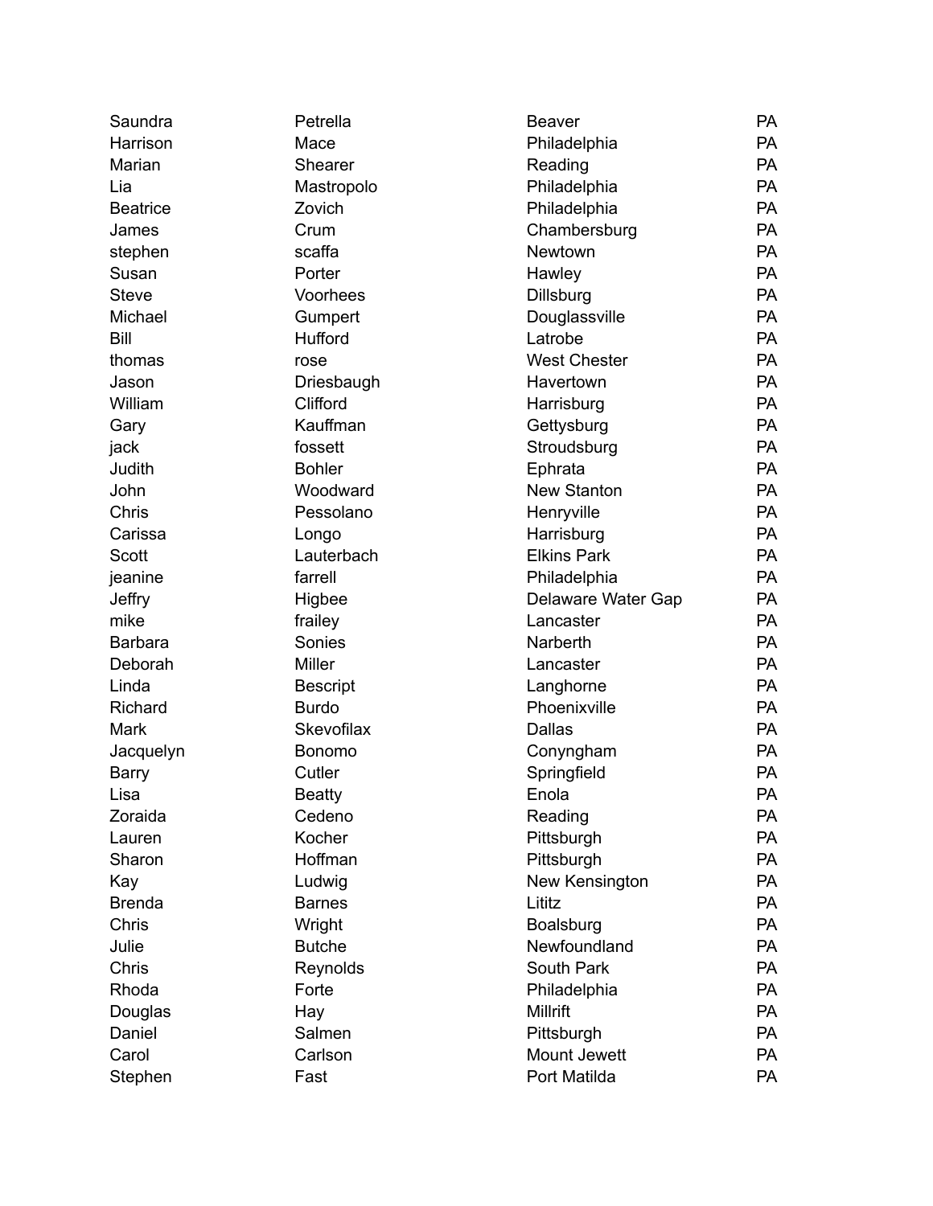| | | | |
|---|---|---|---|
| Saundra | Petrella | Beaver | PA |
| Harrison | Mace | Philadelphia | PA |
| Marian | Shearer | Reading | PA |
| Lia | Mastropolo | Philadelphia | PA |
| Beatrice | Zovich | Philadelphia | PA |
| James | Crum | Chambersburg | PA |
| stephen | scaffa | Newtown | PA |
| Susan | Porter | Hawley | PA |
| Steve | Voorhees | Dillsburg | PA |
| Michael | Gumpert | Douglassville | PA |
| Bill | Hufford | Latrobe | PA |
| thomas | rose | West Chester | PA |
| Jason | Driesbaugh | Havertown | PA |
| William | Clifford | Harrisburg | PA |
| Gary | Kauffman | Gettysburg | PA |
| jack | fossett | Stroudsburg | PA |
| Judith | Bohler | Ephrata | PA |
| John | Woodward | New Stanton | PA |
| Chris | Pessolano | Henryville | PA |
| Carissa | Longo | Harrisburg | PA |
| Scott | Lauterbach | Elkins Park | PA |
| jeanine | farrell | Philadelphia | PA |
| Jeffry | Higbee | Delaware Water Gap | PA |
| mike | frailey | Lancaster | PA |
| Barbara | Sonies | Narberth | PA |
| Deborah | Miller | Lancaster | PA |
| Linda | Bescript | Langhorne | PA |
| Richard | Burdo | Phoenixville | PA |
| Mark | Skevofilax | Dallas | PA |
| Jacquelyn | Bonomo | Conyngham | PA |
| Barry | Cutler | Springfield | PA |
| Lisa | Beatty | Enola | PA |
| Zoraida | Cedeno | Reading | PA |
| Lauren | Kocher | Pittsburgh | PA |
| Sharon | Hoffman | Pittsburgh | PA |
| Kay | Ludwig | New Kensington | PA |
| Brenda | Barnes | Lititz | PA |
| Chris | Wright | Boalsburg | PA |
| Julie | Butche | Newfoundland | PA |
| Chris | Reynolds | South Park | PA |
| Rhoda | Forte | Philadelphia | PA |
| Douglas | Hay | Millrift | PA |
| Daniel | Salmen | Pittsburgh | PA |
| Carol | Carlson | Mount Jewett | PA |
| Stephen | Fast | Port Matilda | PA |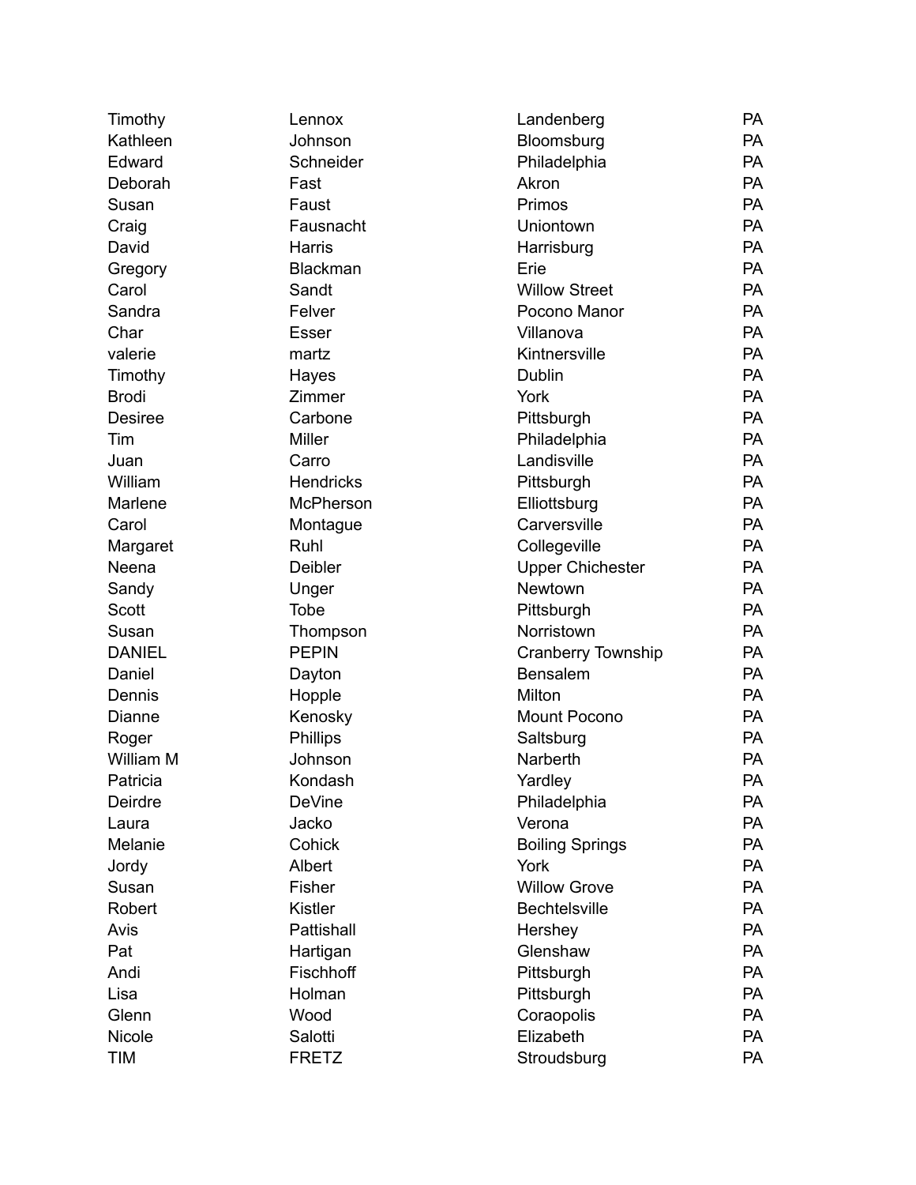| | | | |
|---|---|---|---|
| Timothy | Lennox | Landenberg | PA |
| Kathleen | Johnson | Bloomsburg | PA |
| Edward | Schneider | Philadelphia | PA |
| Deborah | Fast | Akron | PA |
| Susan | Faust | Primos | PA |
| Craig | Fausnacht | Uniontown | PA |
| David | Harris | Harrisburg | PA |
| Gregory | Blackman | Erie | PA |
| Carol | Sandt | Willow Street | PA |
| Sandra | Felver | Pocono Manor | PA |
| Char | Esser | Villanova | PA |
| valerie | martz | Kintnersville | PA |
| Timothy | Hayes | Dublin | PA |
| Brodi | Zimmer | York | PA |
| Desiree | Carbone | Pittsburgh | PA |
| Tim | Miller | Philadelphia | PA |
| Juan | Carro | Landisville | PA |
| William | Hendricks | Pittsburgh | PA |
| Marlene | McPherson | Elliottsburg | PA |
| Carol | Montague | Carversville | PA |
| Margaret | Ruhl | Collegeville | PA |
| Neena | Deibler | Upper Chichester | PA |
| Sandy | Unger | Newtown | PA |
| Scott | Tobe | Pittsburgh | PA |
| Susan | Thompson | Norristown | PA |
| DANIEL | PEPIN | Cranberry Township | PA |
| Daniel | Dayton | Bensalem | PA |
| Dennis | Hopple | Milton | PA |
| Dianne | Kenosky | Mount Pocono | PA |
| Roger | Phillips | Saltsburg | PA |
| William M | Johnson | Narberth | PA |
| Patricia | Kondash | Yardley | PA |
| Deirdre | DeVine | Philadelphia | PA |
| Laura | Jacko | Verona | PA |
| Melanie | Cohick | Boiling Springs | PA |
| Jordy | Albert | York | PA |
| Susan | Fisher | Willow Grove | PA |
| Robert | Kistler | Bechtelsville | PA |
| Avis | Pattishall | Hershey | PA |
| Pat | Hartigan | Glenshaw | PA |
| Andi | Fischhoff | Pittsburgh | PA |
| Lisa | Holman | Pittsburgh | PA |
| Glenn | Wood | Coraopolis | PA |
| Nicole | Salotti | Elizabeth | PA |
| TIM | FRETZ | Stroudsburg | PA |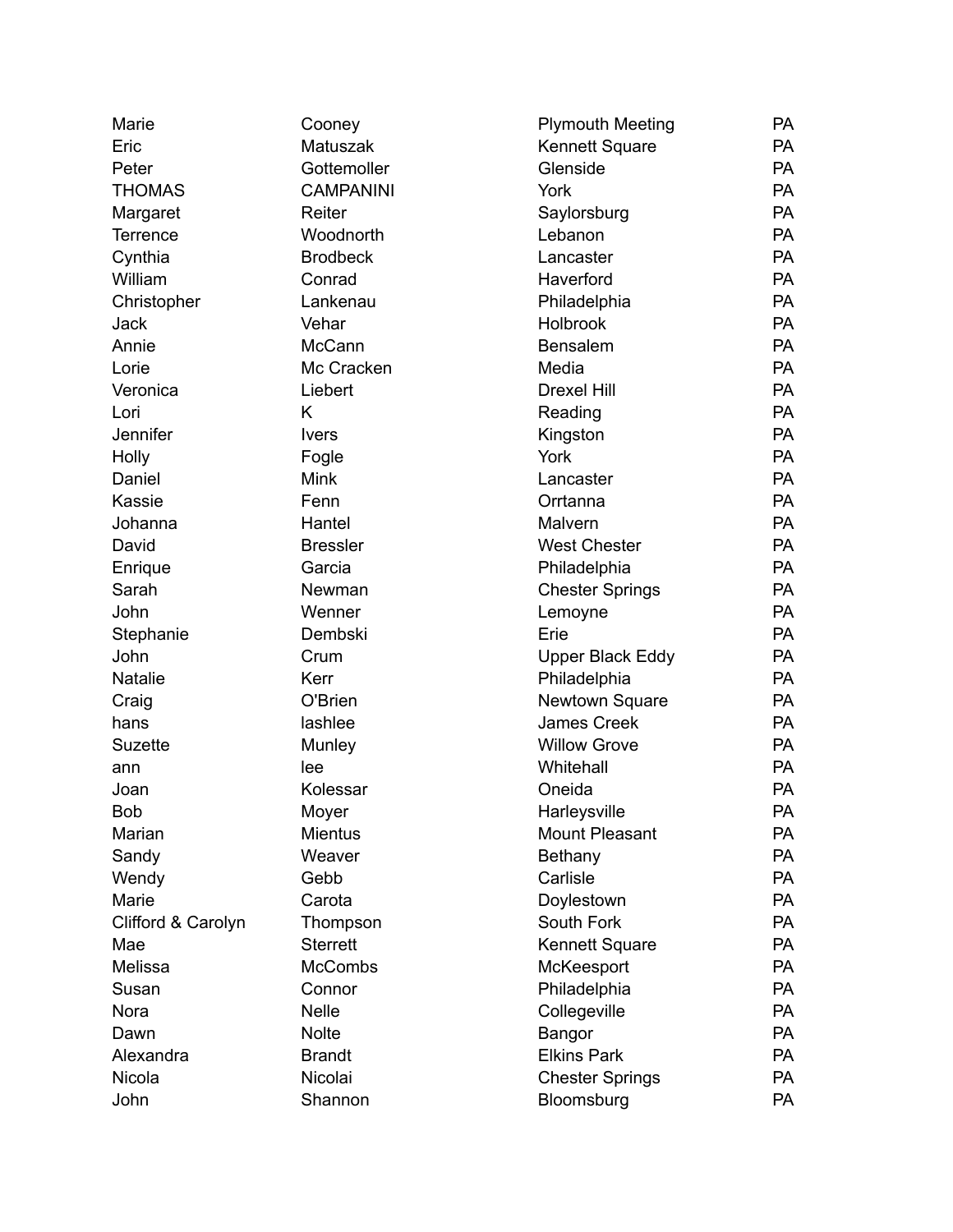| | | | |
|---|---|---|---|
| Marie | Cooney | Plymouth Meeting | PA |
| Eric | Matuszak | Kennett Square | PA |
| Peter | Gottemoller | Glenside | PA |
| THOMAS | CAMPANINI | York | PA |
| Margaret | Reiter | Saylorsburg | PA |
| Terrence | Woodnorth | Lebanon | PA |
| Cynthia | Brodbeck | Lancaster | PA |
| William | Conrad | Haverford | PA |
| Christopher | Lankenau | Philadelphia | PA |
| Jack | Vehar | Holbrook | PA |
| Annie | McCann | Bensalem | PA |
| Lorie | Mc Cracken | Media | PA |
| Veronica | Liebert | Drexel Hill | PA |
| Lori | K | Reading | PA |
| Jennifer | Ivers | Kingston | PA |
| Holly | Fogle | York | PA |
| Daniel | Mink | Lancaster | PA |
| Kassie | Fenn | Orrtanna | PA |
| Johanna | Hantel | Malvern | PA |
| David | Bressler | West Chester | PA |
| Enrique | Garcia | Philadelphia | PA |
| Sarah | Newman | Chester Springs | PA |
| John | Wenner | Lemoyne | PA |
| Stephanie | Dembski | Erie | PA |
| John | Crum | Upper Black Eddy | PA |
| Natalie | Kerr | Philadelphia | PA |
| Craig | O'Brien | Newtown Square | PA |
| hans | lashlee | James Creek | PA |
| Suzette | Munley | Willow Grove | PA |
| ann | lee | Whitehall | PA |
| Joan | Kolessar | Oneida | PA |
| Bob | Moyer | Harleysville | PA |
| Marian | Mientus | Mount Pleasant | PA |
| Sandy | Weaver | Bethany | PA |
| Wendy | Gebb | Carlisle | PA |
| Marie | Carota | Doylestown | PA |
| Clifford & Carolyn | Thompson | South Fork | PA |
| Mae | Sterrett | Kennett Square | PA |
| Melissa | McCombs | McKeesport | PA |
| Susan | Connor | Philadelphia | PA |
| Nora | Nelle | Collegeville | PA |
| Dawn | Nolte | Bangor | PA |
| Alexandra | Brandt | Elkins Park | PA |
| Nicola | Nicolai | Chester Springs | PA |
| John | Shannon | Bloomsburg | PA |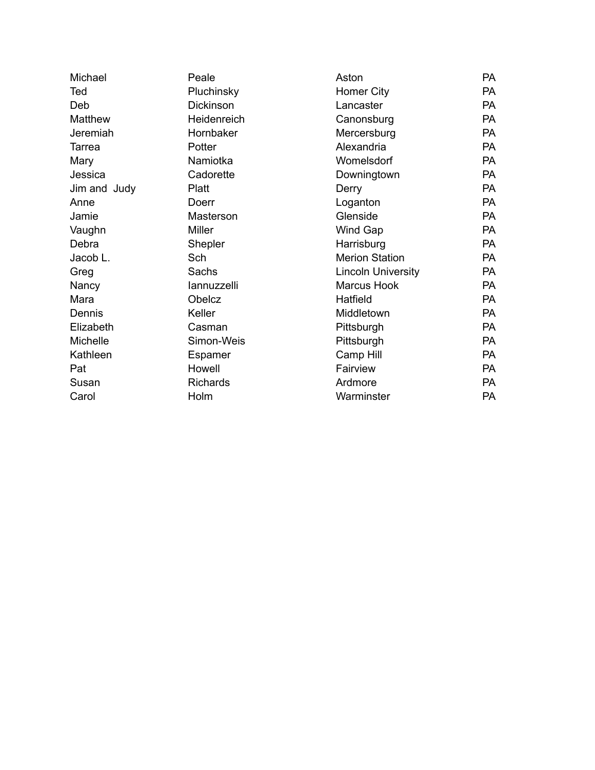| | | | |
|---|---|---|---|
| Michael | Peale | Aston | PA |
| Ted | Pluchinsky | Homer City | PA |
| Deb | Dickinson | Lancaster | PA |
| Matthew | Heidenreich | Canonsburg | PA |
| Jeremiah | Hornbaker | Mercersburg | PA |
| Tarrea | Potter | Alexandria | PA |
| Mary | Namiotka | Womelsdorf | PA |
| Jessica | Cadorette | Downingtown | PA |
| Jim and Judy | Platt | Derry | PA |
| Anne | Doerr | Loganton | PA |
| Jamie | Masterson | Glenside | PA |
| Vaughn | Miller | Wind Gap | PA |
| Debra | Shepler | Harrisburg | PA |
| Jacob L. | Sch | Merion Station | PA |
| Greg | Sachs | Lincoln University | PA |
| Nancy | Iannuzzelli | Marcus Hook | PA |
| Mara | Obelcz | Hatfield | PA |
| Dennis | Keller | Middletown | PA |
| Elizabeth | Casman | Pittsburgh | PA |
| Michelle | Simon-Weis | Pittsburgh | PA |
| Kathleen | Espamer | Camp Hill | PA |
| Pat | Howell | Fairview | PA |
| Susan | Richards | Ardmore | PA |
| Carol | Holm | Warminster | PA |